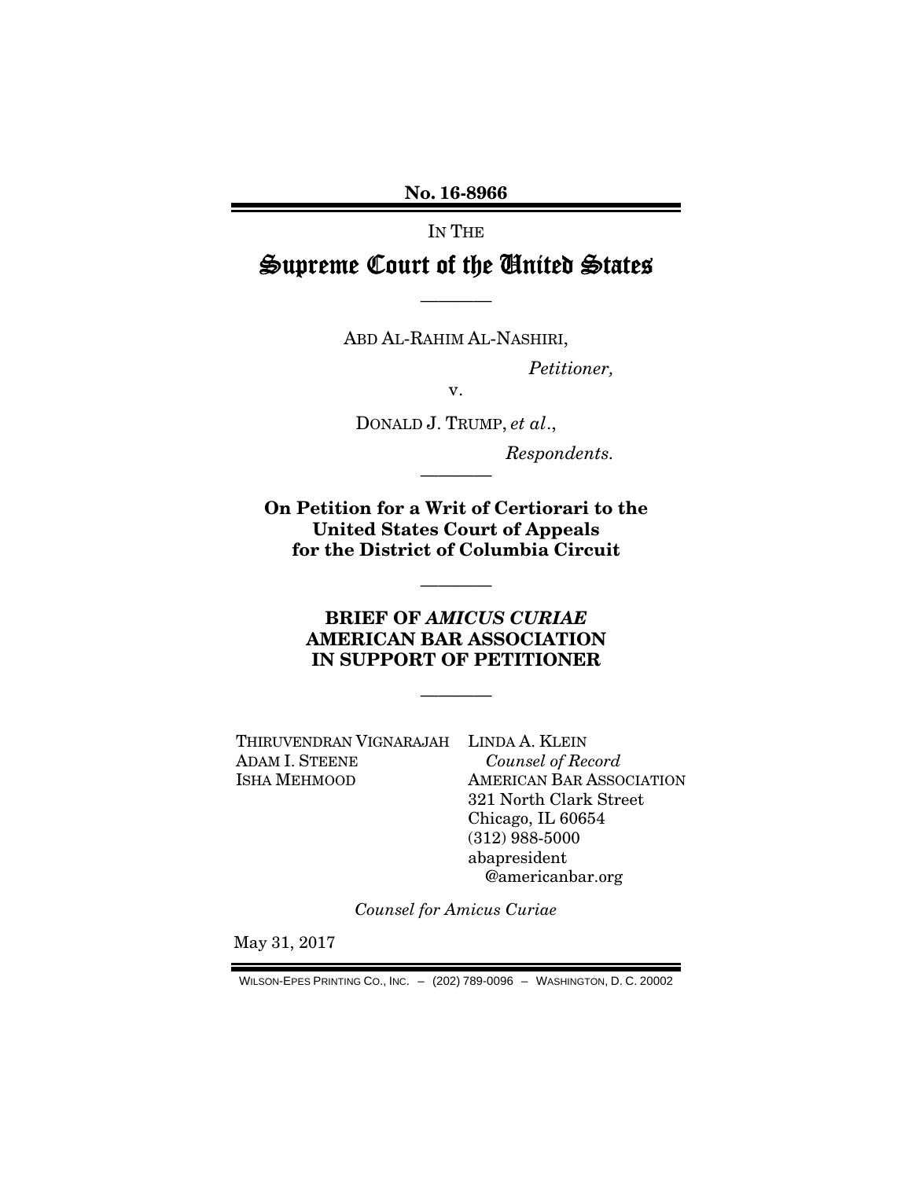**No. 16-8966**

---

IN THE

# Supreme Court of the United States

---

ABD AL-RAHIM AL-NASHIRI,

*Petitioner,*

v.

DONALD J. TRUMP, *et al*.,

*Respondents.*

---

**On Petition for a Writ of Certiorari to the United States Court of Appeals for the District of Columbia Circuit**

---

**BRIEF OF *AMICUS CURIAE* AMERICAN BAR ASSOCIATION IN SUPPORT OF PETITIONER**

---

THIRUVENDRAN VIGNARAJAH
ADAM I. STEENE
ISHA MEHMOOD

LINDA A. KLEIN
*Counsel of Record*
AMERICAN BAR ASSOCIATION
321 North Clark Street
Chicago, IL 60654
(312) 988-5000
abapresident@americanbar.org

*Counsel for Amicus Curiae*

May 31, 2017

WILSON-EPES PRINTING CO., INC. – (202) 789-0096 – WASHINGTON, D. C. 20002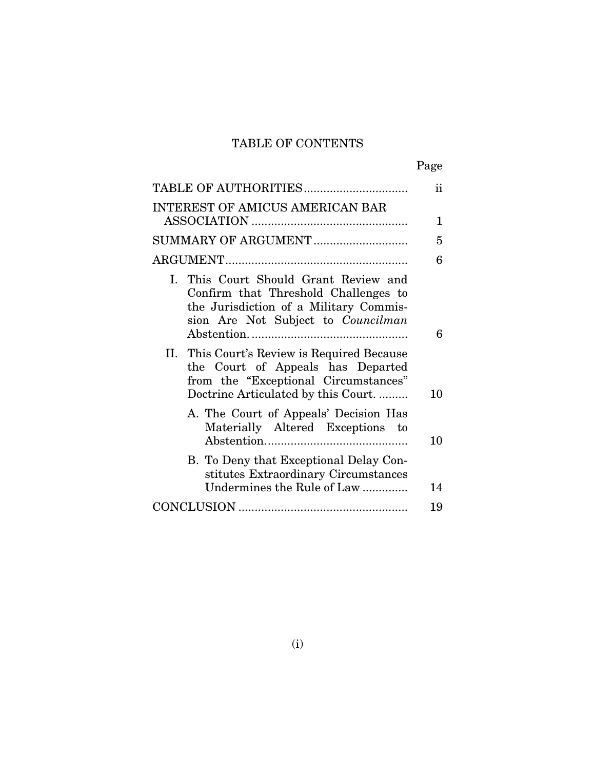# TABLE OF CONTENTS

| | Page |
|---|---|
| TABLE OF AUTHORITIES | ii |
| INTEREST OF AMICUS AMERICAN BAR ASSOCIATION | 1 |
| SUMMARY OF ARGUMENT | 5 |
| ARGUMENT | 6 |
| I. This Court Should Grant Review and Confirm that Threshold Challenges to the Jurisdiction of a Military Commission Are Not Subject to *Councilman* Abstention. | 6 |
| II. This Court's Review is Required Because the Court of Appeals has Departed from the "Exceptional Circumstances" Doctrine Articulated by this Court. | 10 |
| A. The Court of Appeals' Decision Has Materially Altered Exceptions to Abstention. | 10 |
| B. To Deny that Exceptional Delay Constitutes Extraordinary Circumstances Undermines the Rule of Law | 14 |
| CONCLUSION | 19 |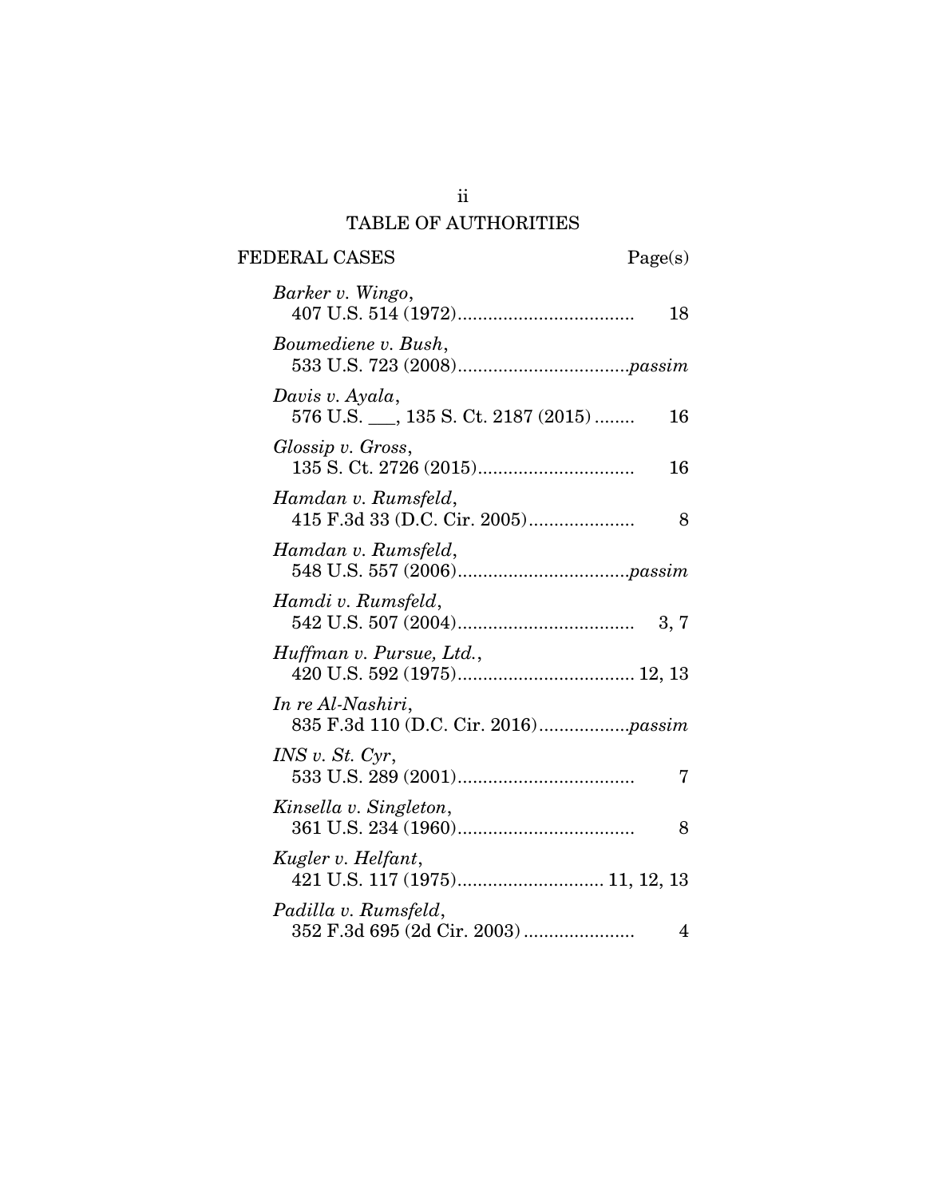## TABLE OF AUTHORITIES

FEDERAL CASES Page(s)

*Barker v. Wingo*,
407 U.S. 514 (1972).................................. 18

*Boumediene v. Bush*,
533 U.S. 723 (2008).................................*passim*

*Davis v. Ayala*,
576 U.S. ___, 135 S. Ct. 2187 (2015)........ 16

*Glossip v. Gross*,
135 S. Ct. 2726 (2015).............................. 16

*Hamdan v. Rumsfeld*,
415 F.3d 33 (D.C. Cir. 2005)..................... 8

*Hamdan v. Rumsfeld*,
548 U.S. 557 (2006).................................*passim*

*Hamdi v. Rumsfeld*,
542 U.S. 507 (2004).................................. 3, 7

*Huffman v. Pursue, Ltd.*,
420 U.S. 592 (1975).................................. 12, 13

*In re Al-Nashiri*,
835 F.3d 110 (D.C. Cir. 2016).................*passim*

*INS v. St. Cyr*,
533 U.S. 289 (2001).................................. 7

*Kinsella v. Singleton*,
361 U.S. 234 (1960).................................. 8

*Kugler v. Helfant*,
421 U.S. 117 (1975)............................ 11, 12, 13

*Padilla v. Rumsfeld*,
352 F.3d 695 (2d Cir. 2003)...................... 4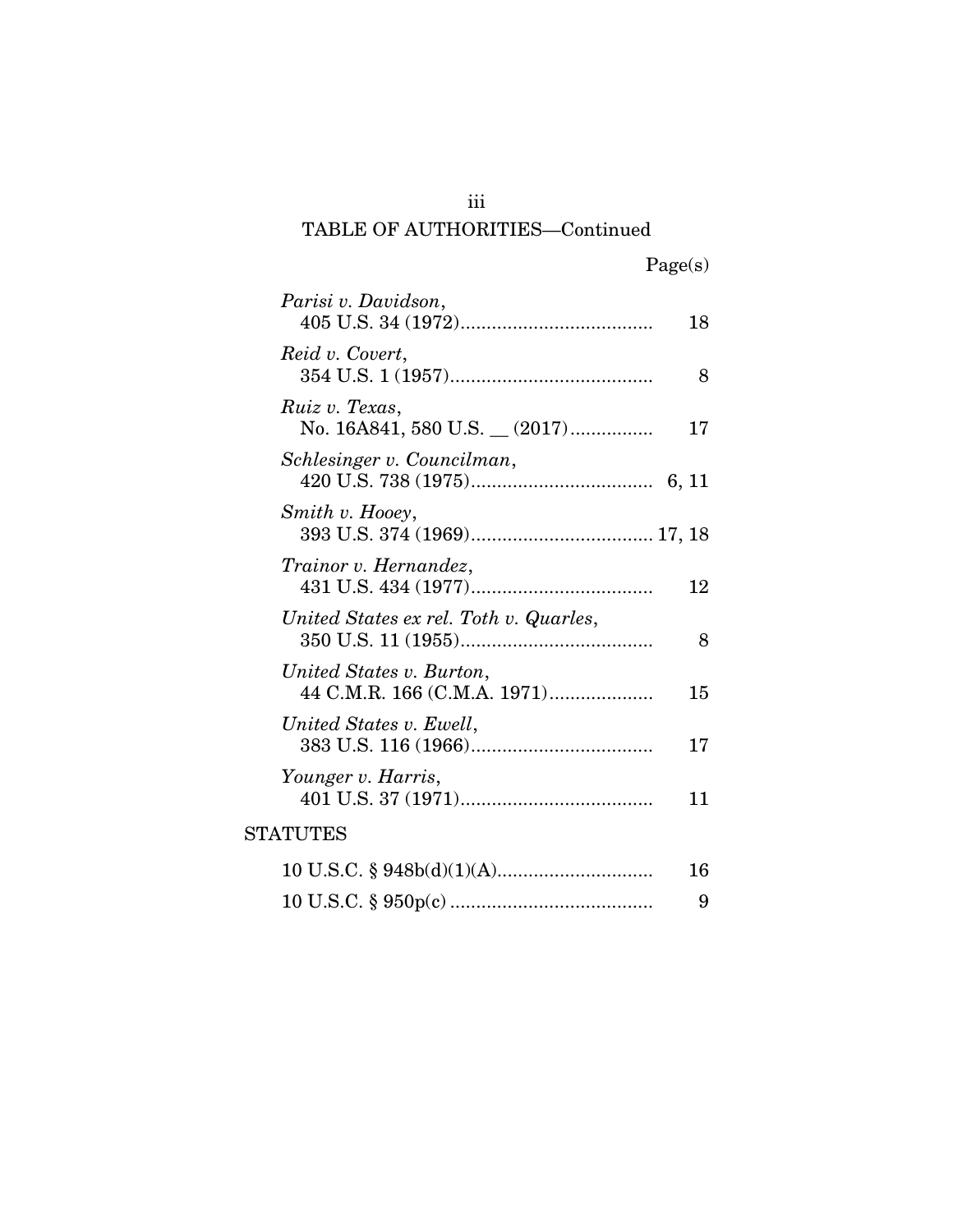## TABLE OF AUTHORITIES—Continued

| | Page(s) |
|---|---|
| *Parisi v. Davidson*, 405 U.S. 34 (1972) | 18 |
| *Reid v. Covert*, 354 U.S. 1 (1957) | 8 |
| *Ruiz v. Texas*, No. 16A841, 580 U.S. __ (2017) | 17 |
| *Schlesinger v. Councilman*, 420 U.S. 738 (1975) | 6, 11 |
| *Smith v. Hooey*, 393 U.S. 374 (1969) | 17, 18 |
| *Trainor v. Hernandez*, 431 U.S. 434 (1977) | 12 |
| *United States ex rel. Toth v. Quarles*, 350 U.S. 11 (1955) | 8 |
| *United States v. Burton*, 44 C.M.R. 166 (C.M.A. 1971) | 15 |
| *United States v. Ewell*, 383 U.S. 116 (1966) | 17 |
| *Younger v. Harris*, 401 U.S. 37 (1971) | 11 |

### STATUTES

| | |
|---|---|
| 10 U.S.C. § 948b(d)(1)(A) | 16 |
| 10 U.S.C. § 950p(c) | 9 |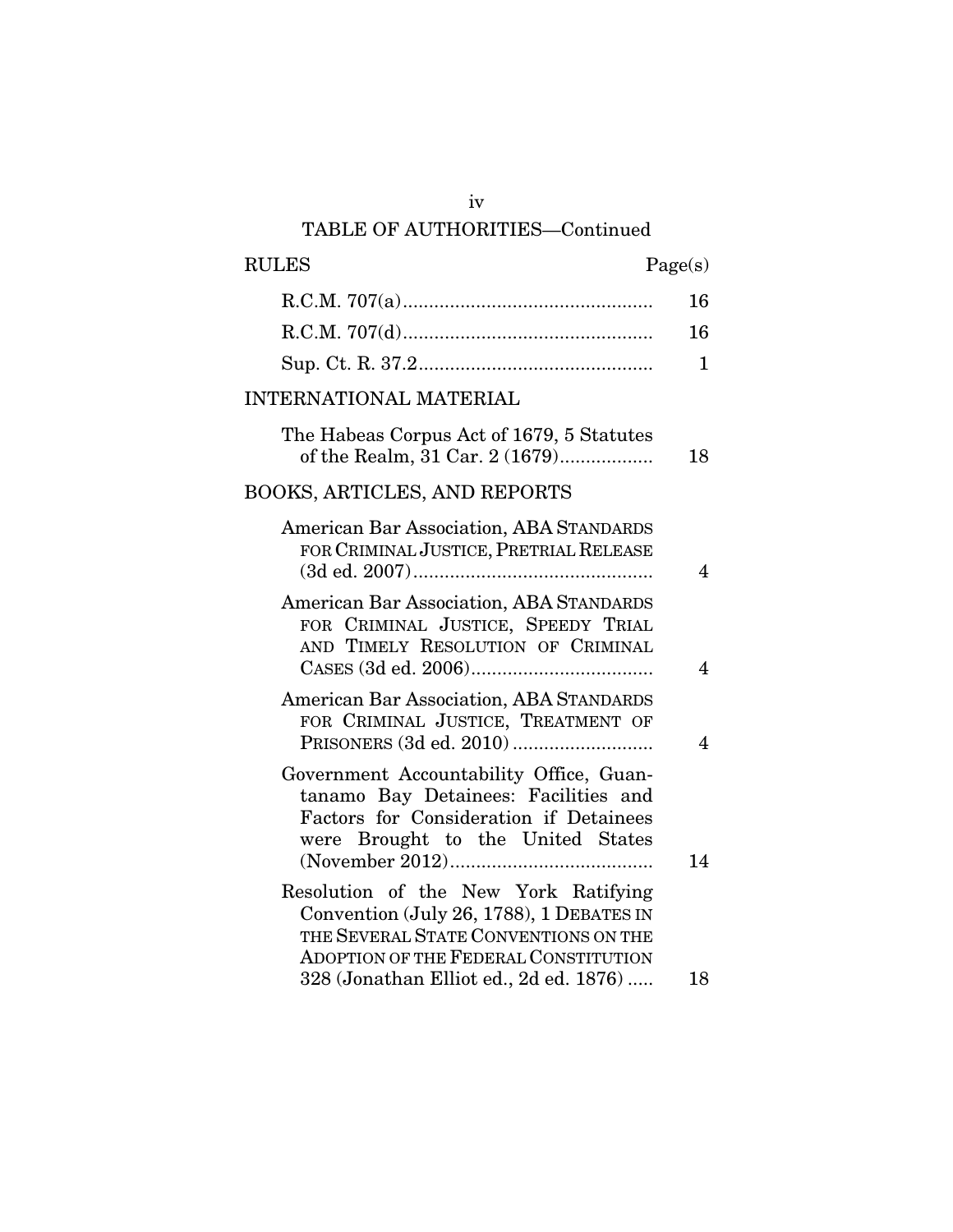TABLE OF AUTHORITIES—Continued

| RULES | Page(s) |
|---|---|
| R.C.M. 707(a) | 16 |
| R.C.M. 707(d) | 16 |
| Sup. Ct. R. 37.2 | 1 |
| **INTERNATIONAL MATERIAL** | |
| The Habeas Corpus Act of 1679, 5 Statutes of the Realm, 31 Car. 2 (1679) | 18 |
| **BOOKS, ARTICLES, AND REPORTS** | |
| American Bar Association, ABA STANDARDS FOR CRIMINAL JUSTICE, PRETRIAL RELEASE (3d ed. 2007) | 4 |
| American Bar Association, ABA STANDARDS FOR CRIMINAL JUSTICE, SPEEDY TRIAL AND TIMELY RESOLUTION OF CRIMINAL CASES (3d ed. 2006) | 4 |
| American Bar Association, ABA STANDARDS FOR CRIMINAL JUSTICE, TREATMENT OF PRISONERS (3d ed. 2010) | 4 |
| Government Accountability Office, Guantanamo Bay Detainees: Facilities and Factors for Consideration if Detainees were Brought to the United States (November 2012) | 14 |
| Resolution of the New York Ratifying Convention (July 26, 1788), 1 DEBATES IN THE SEVERAL STATE CONVENTIONS ON THE ADOPTION OF THE FEDERAL CONSTITUTION 328 (Jonathan Elliot ed., 2d ed. 1876) | 18 |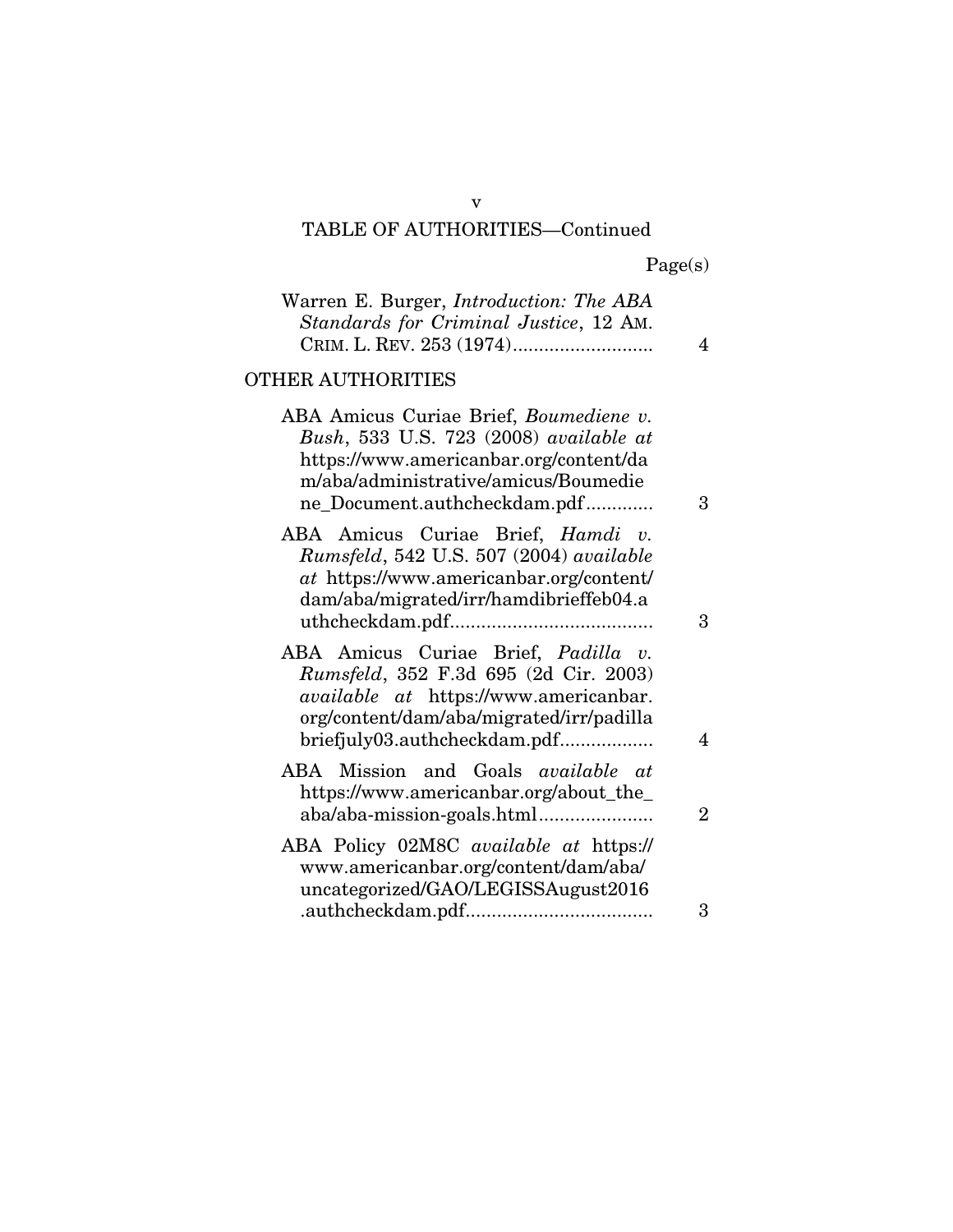TABLE OF AUTHORITIES—Continued

Page(s)

Warren E. Burger, *Introduction: The ABA Standards for Criminal Justice*, 12 AM. CRIM. L. REV. 253 (1974) .......... 4

OTHER AUTHORITIES

ABA Amicus Curiae Brief, *Boumediene v. Bush*, 533 U.S. 723 (2008) *available at* https://www.americanbar.org/content/dam/aba/administrative/amicus/Boumediene_Document.authcheckdam.pdf .......... 3

ABA Amicus Curiae Brief, *Hamdi v. Rumsfeld*, 542 U.S. 507 (2004) *available at* https://www.americanbar.org/content/dam/aba/migrated/irr/hamdibrieffeb04.authcheckdam.pdf .......... 3

ABA Amicus Curiae Brief, *Padilla v. Rumsfeld*, 352 F.3d 695 (2d Cir. 2003) *available at* https://www.americanbar.org/content/dam/aba/migrated/irr/padillabriefjuly03.authcheckdam.pdf .......... 4

ABA Mission and Goals *available at* https://www.americanbar.org/about_the_aba/aba-mission-goals.html .......... 2

ABA Policy 02M8C *available at* https://www.americanbar.org/content/dam/aba/uncategorized/GAO/LEGISSAugust2016.authcheckdam.pdf .......... 3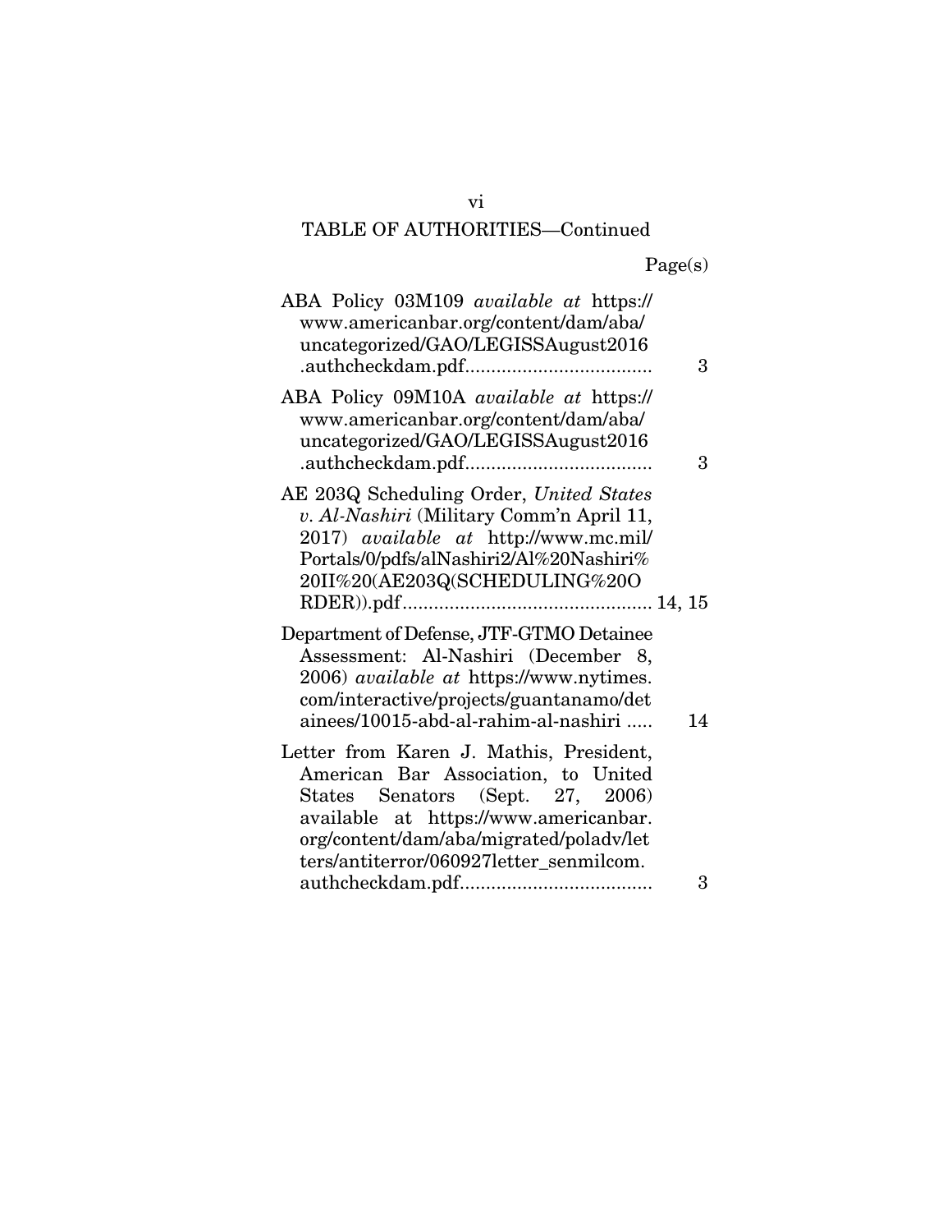TABLE OF AUTHORITIES—Continued

Page(s)

ABA Policy 03M109 *available at* https://www.americanbar.org/content/dam/aba/uncategorized/GAO/LEGISSAugust2016.authcheckdam.pdf.................................... 3

ABA Policy 09M10A *available at* https://www.americanbar.org/content/dam/aba/uncategorized/GAO/LEGISSAugust2016.authcheckdam.pdf.................................... 3

AE 203Q Scheduling Order, *United States v. Al-Nashiri* (Military Comm'n April 11, 2017) *available at* http://www.mc.mil/Portals/0/pdfs/alNashiri2/Al%20Nashiri%20II%20(AE203Q(SCHEDULING%20ORDER)).pdf................................................ 14, 15

Department of Defense, JTF-GTMO Detainee Assessment: Al-Nashiri (December 8, 2006) *available at* https://www.nytimes.com/interactive/projects/guantanamo/detainees/10015-abd-al-rahim-al-nashiri ..... 14

Letter from Karen J. Mathis, President, American Bar Association, to United States Senators (Sept. 27, 2006) available at https://www.americanbar.org/content/dam/aba/migrated/poladv/letters/antiterror/060927letter_senmilcom.authcheckdam.pdf..................................... 3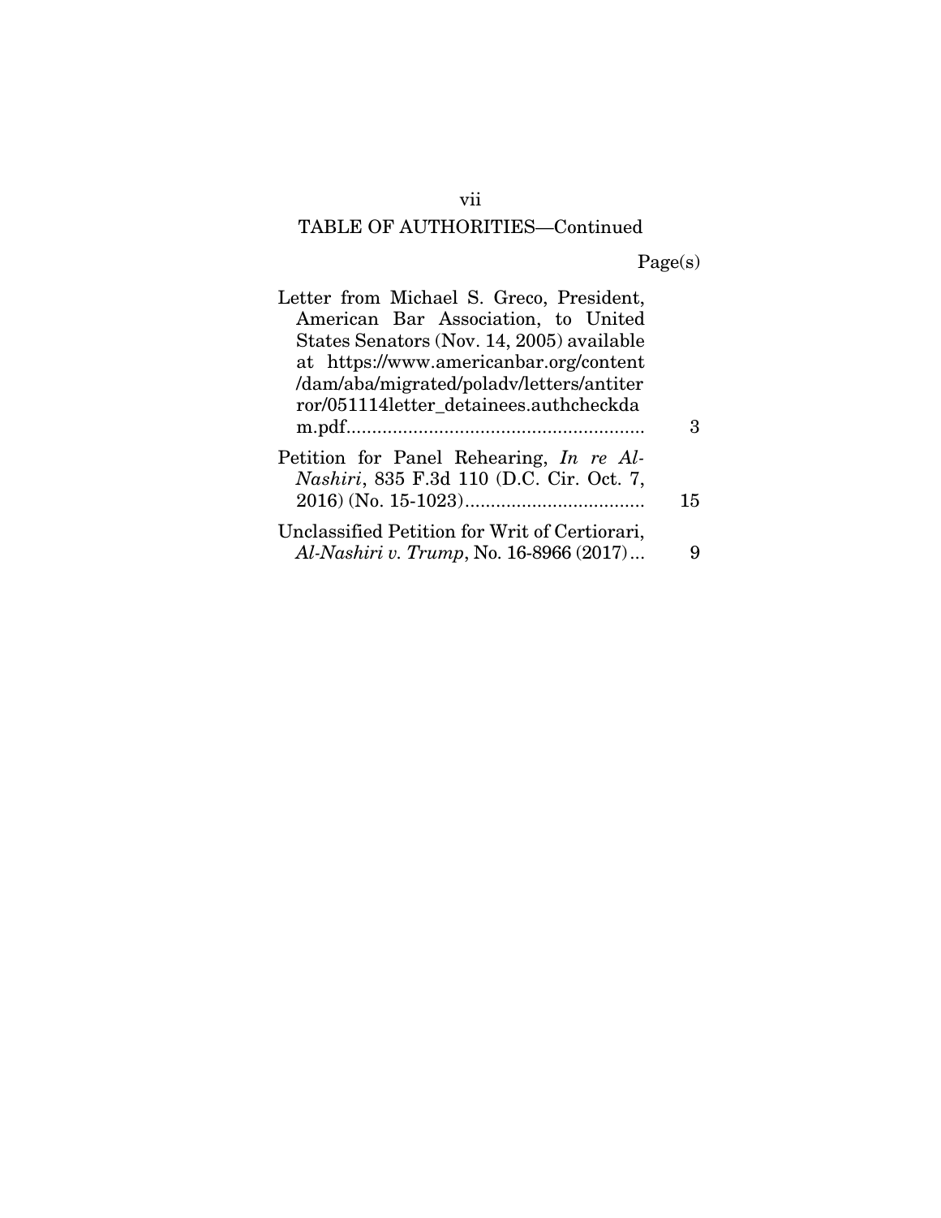TABLE OF AUTHORITIES—Continued

| | Page(s) |
|---|---|
| Letter from Michael S. Greco, President, American Bar Association, to United States Senators (Nov. 14, 2005) available at https://www.americanbar.org/content/dam/aba/migrated/poladv/letters/antiterror/051114letter_detainees.authcheckdam.pdf | 3 |
| Petition for Panel Rehearing, *In re Al-Nashiri*, 835 F.3d 110 (D.C. Cir. Oct. 7, 2016) (No. 15-1023) | 15 |
| Unclassified Petition for Writ of Certiorari, *Al-Nashiri v. Trump*, No. 16-8966 (2017) | 9 |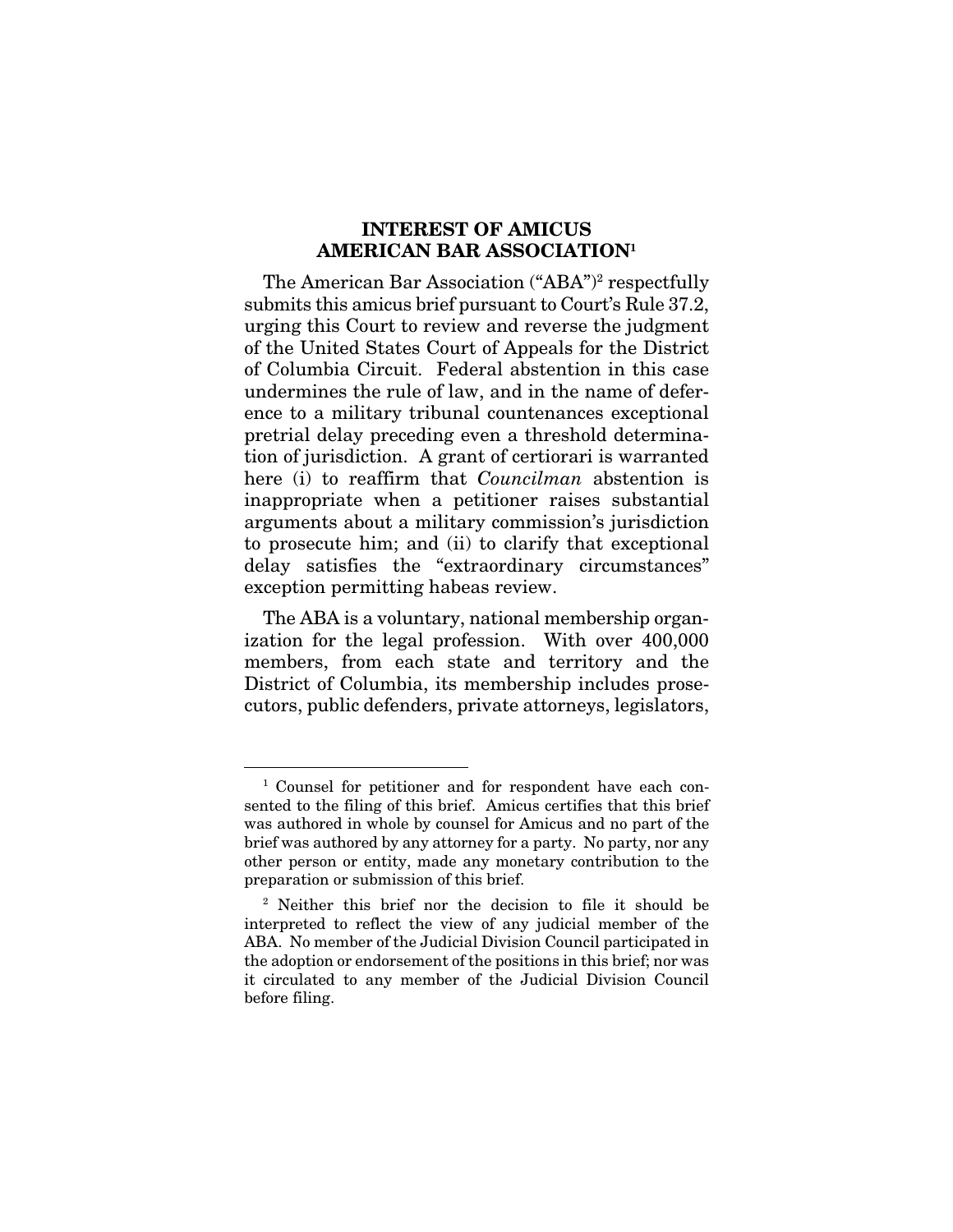# INTEREST OF AMICUS AMERICAN BAR ASSOCIATION[1]

The American Bar Association ("ABA")[2] respectfully submits this amicus brief pursuant to Court's Rule 37.2, urging this Court to review and reverse the judgment of the United States Court of Appeals for the District of Columbia Circuit. Federal abstention in this case undermines the rule of law, and in the name of deference to a military tribunal countenances exceptional pretrial delay preceding even a threshold determination of jurisdiction. A grant of certiorari is warranted here (i) to reaffirm that *Councilman* abstention is inappropriate when a petitioner raises substantial arguments about a military commission's jurisdiction to prosecute him; and (ii) to clarify that exceptional delay satisfies the "extraordinary circumstances" exception permitting habeas review.

The ABA is a voluntary, national membership organization for the legal profession. With over 400,000 members, from each state and territory and the District of Columbia, its membership includes prosecutors, public defenders, private attorneys, legislators,

---

[1] Counsel for petitioner and for respondent have each consented to the filing of this brief. Amicus certifies that this brief was authored in whole by counsel for Amicus and no part of the brief was authored by any attorney for a party. No party, nor any other person or entity, made any monetary contribution to the preparation or submission of this brief.

[2] Neither this brief nor the decision to file it should be interpreted to reflect the view of any judicial member of the ABA. No member of the Judicial Division Council participated in the adoption or endorsement of the positions in this brief; nor was it circulated to any member of the Judicial Division Council before filing.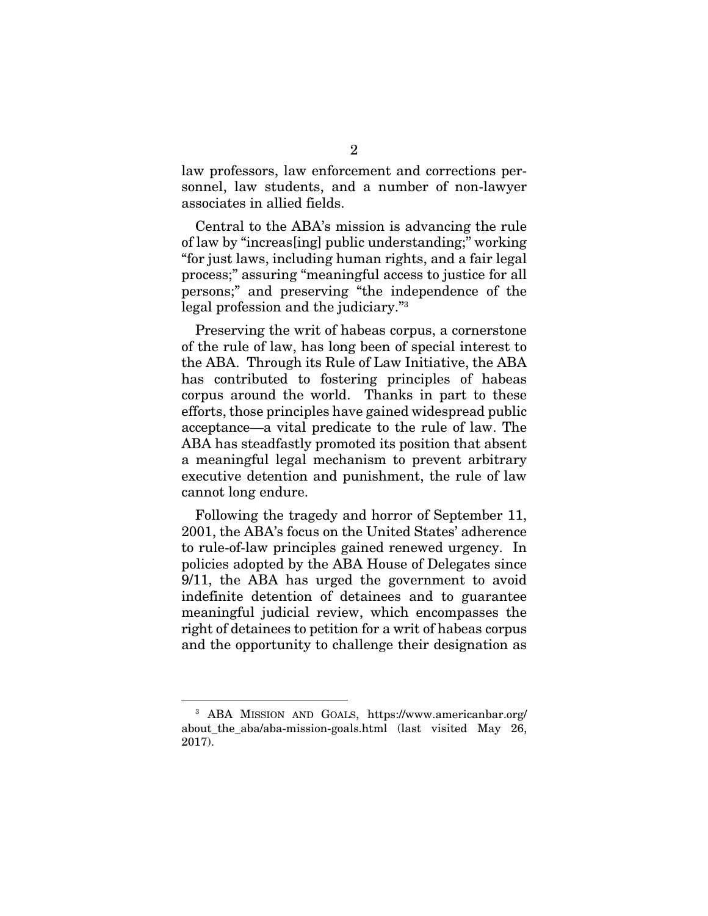law professors, law enforcement and corrections personnel, law students, and a number of non-lawyer associates in allied fields.

Central to the ABA's mission is advancing the rule of law by "increas[ing] public understanding;" working "for just laws, including human rights, and a fair legal process;" assuring "meaningful access to justice for all persons;" and preserving "the independence of the legal profession and the judiciary."[3]

Preserving the writ of habeas corpus, a cornerstone of the rule of law, has long been of special interest to the ABA. Through its Rule of Law Initiative, the ABA has contributed to fostering principles of habeas corpus around the world. Thanks in part to these efforts, those principles have gained widespread public acceptance—a vital predicate to the rule of law. The ABA has steadfastly promoted its position that absent a meaningful legal mechanism to prevent arbitrary executive detention and punishment, the rule of law cannot long endure.

Following the tragedy and horror of September 11, 2001, the ABA's focus on the United States' adherence to rule-of-law principles gained renewed urgency. In policies adopted by the ABA House of Delegates since 9/11, the ABA has urged the government to avoid indefinite detention of detainees and to guarantee meaningful judicial review, which encompasses the right of detainees to petition for a writ of habeas corpus and the opportunity to challenge their designation as

---

[3] ABA MISSION AND GOALS, https://www.americanbar.org/about_the_aba/aba-mission-goals.html (last visited May 26, 2017).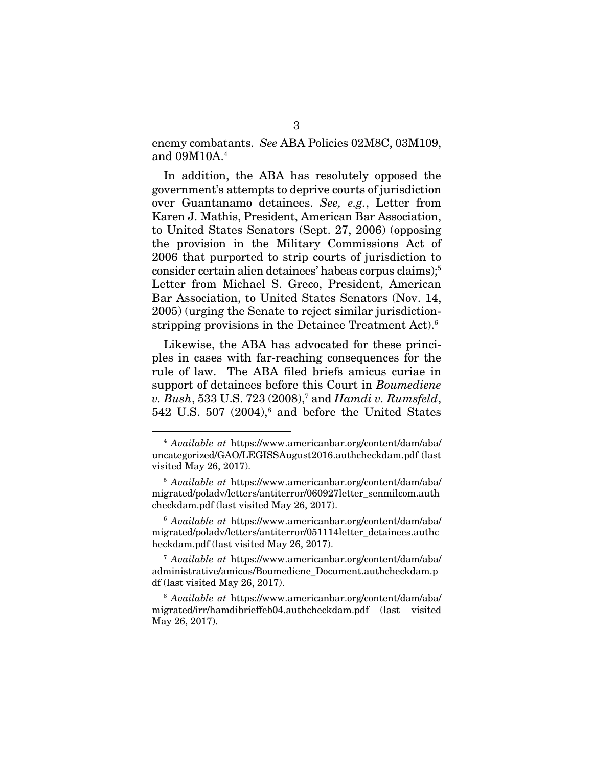enemy combatants. *See* ABA Policies 02M8C, 03M109, and 09M10A.[4]

In addition, the ABA has resolutely opposed the government's attempts to deprive courts of jurisdiction over Guantanamo detainees. *See, e.g.*, Letter from Karen J. Mathis, President, American Bar Association, to United States Senators (Sept. 27, 2006) (opposing the provision in the Military Commissions Act of 2006 that purported to strip courts of jurisdiction to consider certain alien detainees' habeas corpus claims);[5] Letter from Michael S. Greco, President, American Bar Association, to United States Senators (Nov. 14, 2005) (urging the Senate to reject similar jurisdiction-stripping provisions in the Detainee Treatment Act).[6]

Likewise, the ABA has advocated for these principles in cases with far-reaching consequences for the rule of law. The ABA filed briefs amicus curiae in support of detainees before this Court in *Boumediene v. Bush*, 533 U.S. 723 (2008),[7] and *Hamdi v. Rumsfeld*, 542 U.S. 507 (2004),[8] and before the United States

---

[4] *Available at* https://www.americanbar.org/content/dam/aba/uncategorized/GAO/LEGISSAugust2016.authcheckdam.pdf (last visited May 26, 2017).

[5] *Available at* https://www.americanbar.org/content/dam/aba/migrated/poladv/letters/antiterror/060927letter_senmilcom.authcheckdam.pdf (last visited May 26, 2017).

[6] *Available at* https://www.americanbar.org/content/dam/aba/migrated/poladv/letters/antiterror/051114letter_detainees.authcheckdam.pdf (last visited May 26, 2017).

[7] *Available at* https://www.americanbar.org/content/dam/aba/administrative/amicus/Boumediene_Document.authcheckdam.pdf (last visited May 26, 2017).

[8] *Available at* https://www.americanbar.org/content/dam/aba/migrated/irr/hamdibrieffeb04.authcheckdam.pdf (last visited May 26, 2017).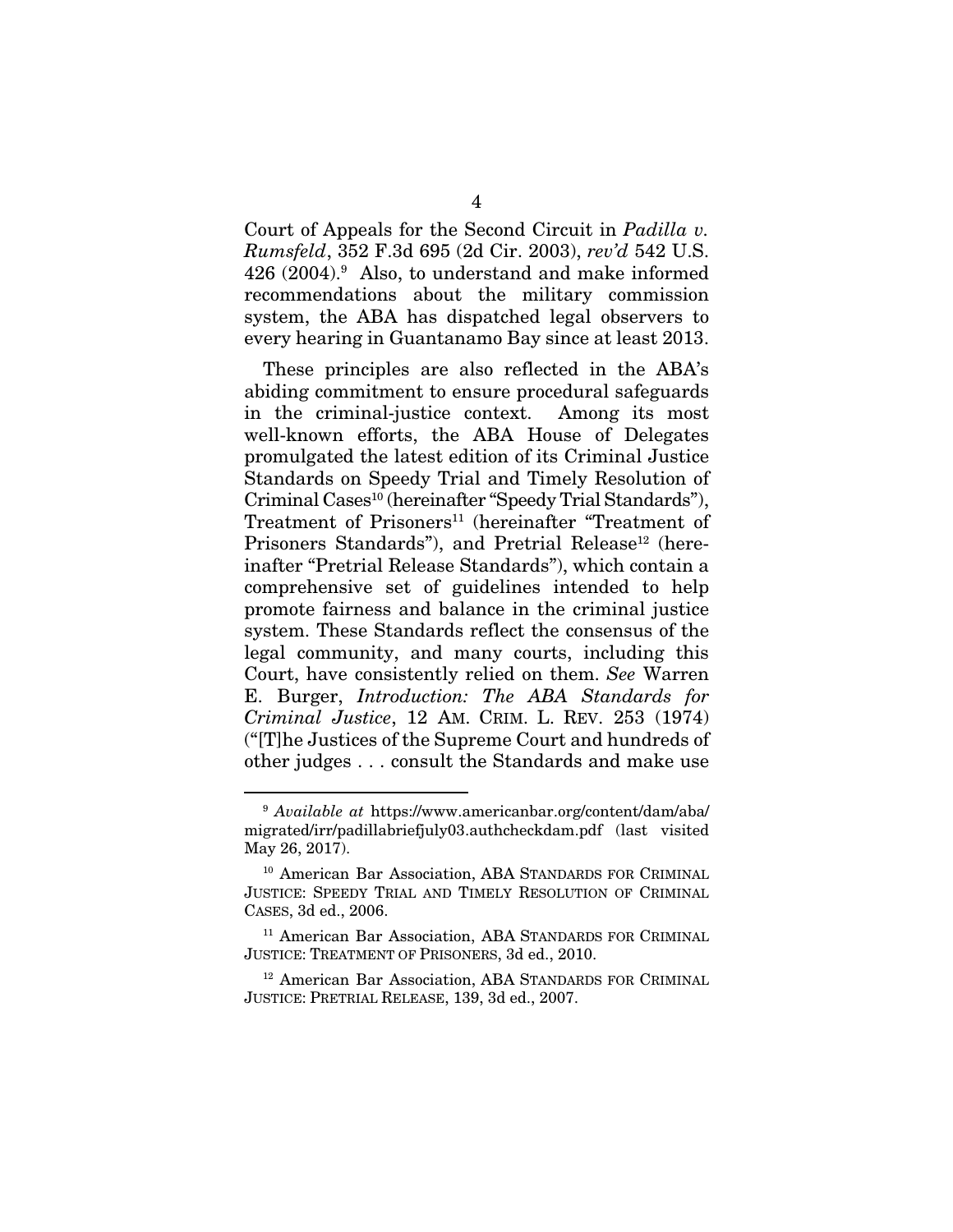Court of Appeals for the Second Circuit in *Padilla v. Rumsfeld*, 352 F.3d 695 (2d Cir. 2003), *rev'd* 542 U.S. 426 (2004).[9] Also, to understand and make informed recommendations about the military commission system, the ABA has dispatched legal observers to every hearing in Guantanamo Bay since at least 2013.

These principles are also reflected in the ABA's abiding commitment to ensure procedural safeguards in the criminal-justice context. Among its most well-known efforts, the ABA House of Delegates promulgated the latest edition of its Criminal Justice Standards on Speedy Trial and Timely Resolution of Criminal Cases[10] (hereinafter "Speedy Trial Standards"), Treatment of Prisoners[11] (hereinafter "Treatment of Prisoners Standards"), and Pretrial Release[12] (hereinafter "Pretrial Release Standards"), which contain a comprehensive set of guidelines intended to help promote fairness and balance in the criminal justice system. These Standards reflect the consensus of the legal community, and many courts, including this Court, have consistently relied on them. *See* Warren E. Burger, *Introduction: The ABA Standards for Criminal Justice*, 12 AM. CRIM. L. REV. 253 (1974) ("[T]he Justices of the Supreme Court and hundreds of other judges . . . consult the Standards and make use

---

[9] *Available at* https://www.americanbar.org/content/dam/aba/migrated/irr/padillabriefjuly03.authcheckdam.pdf (last visited May 26, 2017).

[10] American Bar Association, ABA STANDARDS FOR CRIMINAL JUSTICE: SPEEDY TRIAL AND TIMELY RESOLUTION OF CRIMINAL CASES, 3d ed., 2006.

[11] American Bar Association, ABA STANDARDS FOR CRIMINAL JUSTICE: TREATMENT OF PRISONERS, 3d ed., 2010.

[12] American Bar Association, ABA STANDARDS FOR CRIMINAL JUSTICE: PRETRIAL RELEASE, 139, 3d ed., 2007.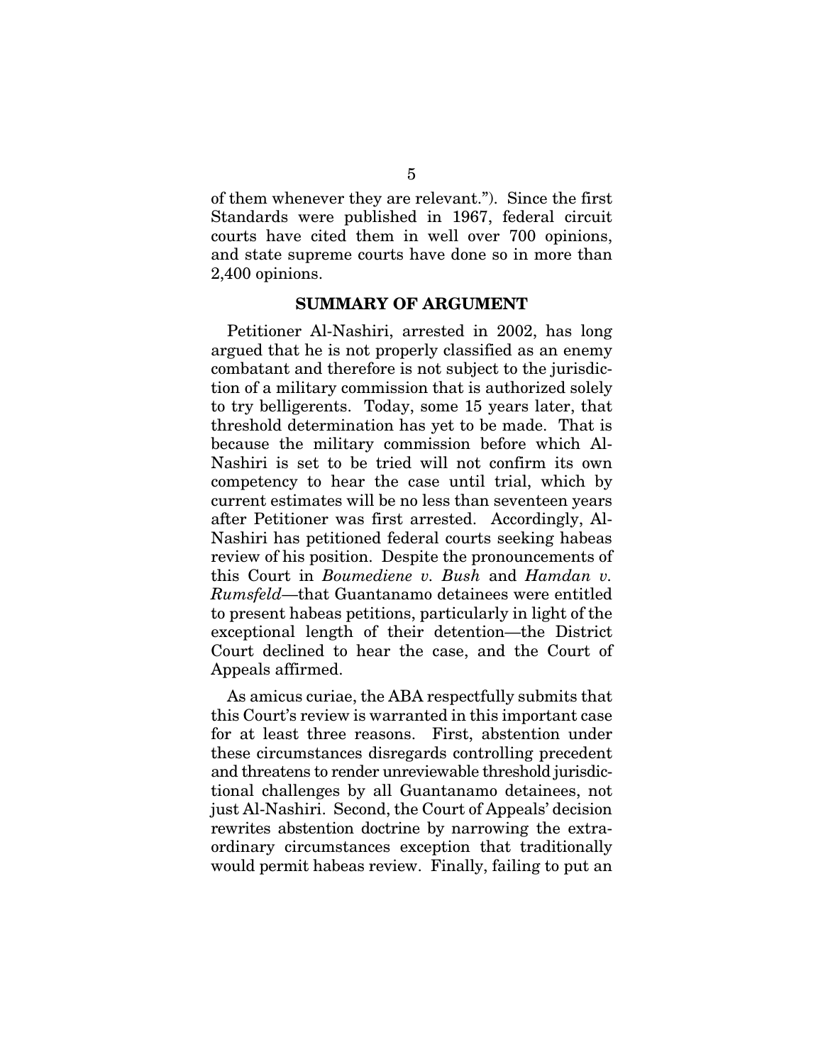of them whenever they are relevant."). Since the first Standards were published in 1967, federal circuit courts have cited them in well over 700 opinions, and state supreme courts have done so in more than 2,400 opinions.

## SUMMARY OF ARGUMENT

Petitioner Al-Nashiri, arrested in 2002, has long argued that he is not properly classified as an enemy combatant and therefore is not subject to the jurisdiction of a military commission that is authorized solely to try belligerents. Today, some 15 years later, that threshold determination has yet to be made. That is because the military commission before which Al-Nashiri is set to be tried will not confirm its own competency to hear the case until trial, which by current estimates will be no less than seventeen years after Petitioner was first arrested. Accordingly, Al-Nashiri has petitioned federal courts seeking habeas review of his position. Despite the pronouncements of this Court in *Boumediene v. Bush* and *Hamdan v. Rumsfeld*—that Guantanamo detainees were entitled to present habeas petitions, particularly in light of the exceptional length of their detention—the District Court declined to hear the case, and the Court of Appeals affirmed.

As amicus curiae, the ABA respectfully submits that this Court's review is warranted in this important case for at least three reasons. First, abstention under these circumstances disregards controlling precedent and threatens to render unreviewable threshold jurisdictional challenges by all Guantanamo detainees, not just Al-Nashiri. Second, the Court of Appeals' decision rewrites abstention doctrine by narrowing the extraordinary circumstances exception that traditionally would permit habeas review. Finally, failing to put an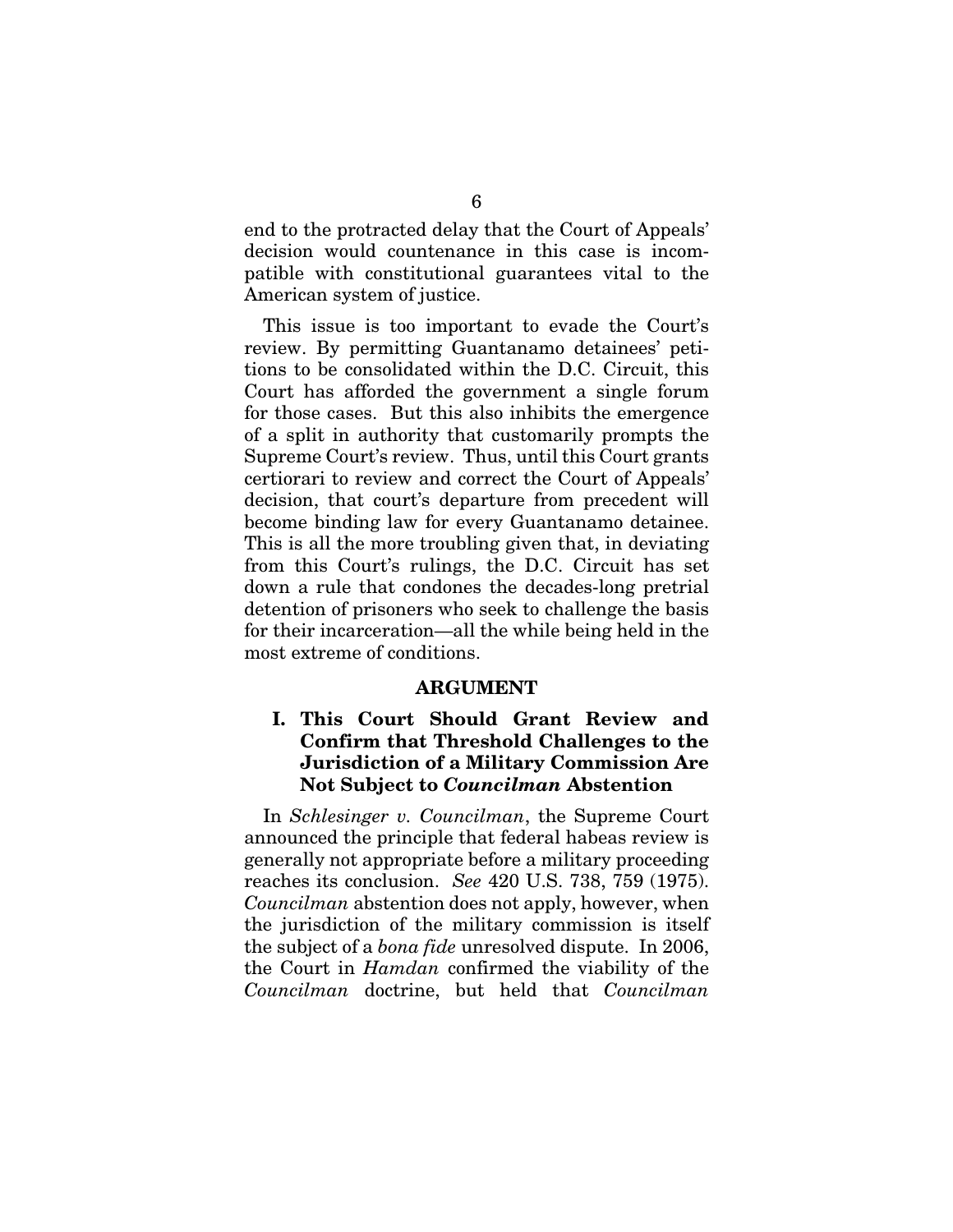end to the protracted delay that the Court of Appeals' decision would countenance in this case is incompatible with constitutional guarantees vital to the American system of justice.

This issue is too important to evade the Court's review. By permitting Guantanamo detainees' petitions to be consolidated within the D.C. Circuit, this Court has afforded the government a single forum for those cases. But this also inhibits the emergence of a split in authority that customarily prompts the Supreme Court's review. Thus, until this Court grants certiorari to review and correct the Court of Appeals' decision, that court's departure from precedent will become binding law for every Guantanamo detainee. This is all the more troubling given that, in deviating from this Court's rulings, the D.C. Circuit has set down a rule that condones the decades-long pretrial detention of prisoners who seek to challenge the basis for their incarceration—all the while being held in the most extreme of conditions.

## ARGUMENT

### I. This Court Should Grant Review and Confirm that Threshold Challenges to the Jurisdiction of a Military Commission Are Not Subject to *Councilman* Abstention

In *Schlesinger v. Councilman*, the Supreme Court announced the principle that federal habeas review is generally not appropriate before a military proceeding reaches its conclusion. *See* 420 U.S. 738, 759 (1975). *Councilman* abstention does not apply, however, when the jurisdiction of the military commission is itself the subject of a *bona fide* unresolved dispute. In 2006, the Court in *Hamdan* confirmed the viability of the *Councilman* doctrine, but held that *Councilman*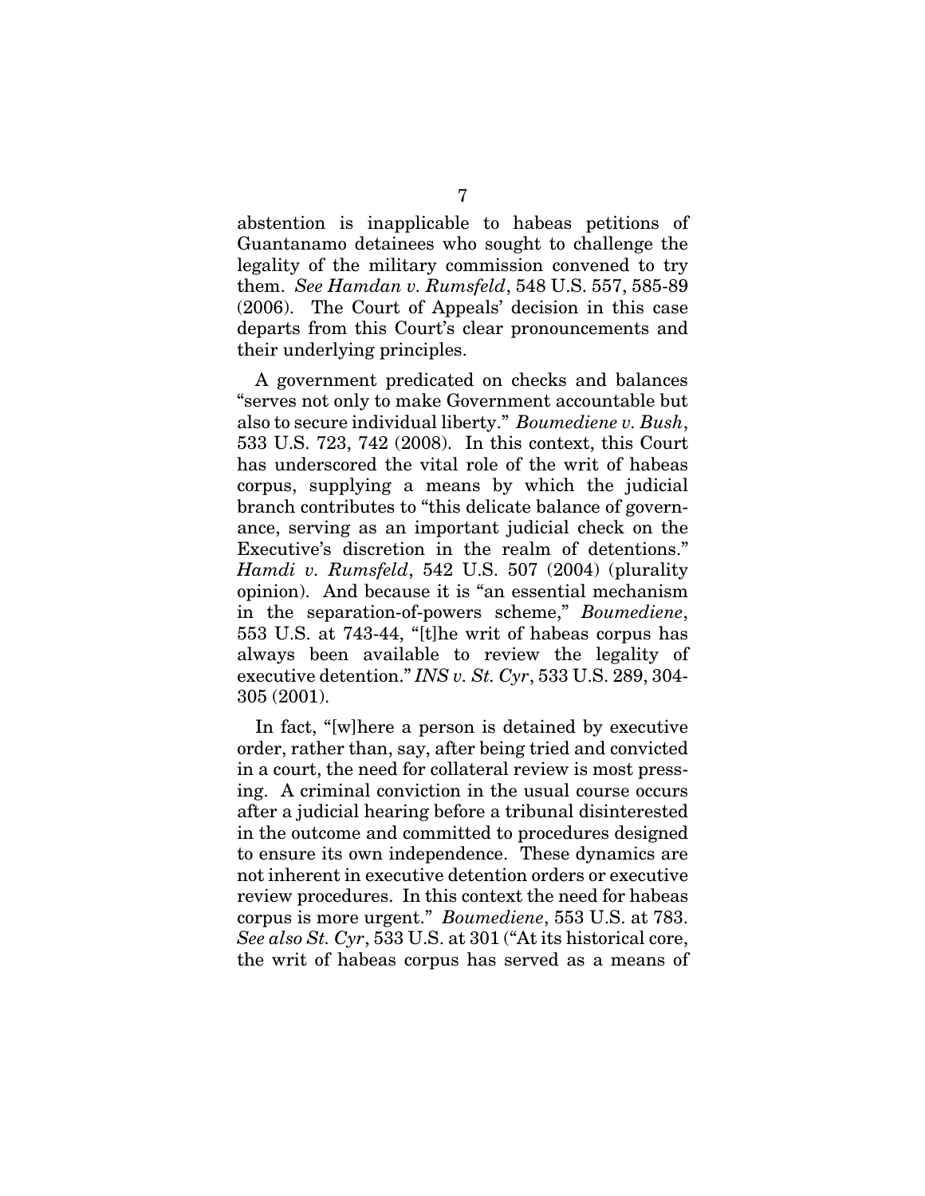abstention is inapplicable to habeas petitions of Guantanamo detainees who sought to challenge the legality of the military commission convened to try them. *See Hamdan v. Rumsfeld*, 548 U.S. 557, 585-89 (2006). The Court of Appeals' decision in this case departs from this Court's clear pronouncements and their underlying principles.

A government predicated on checks and balances "serves not only to make Government accountable but also to secure individual liberty." *Boumediene v. Bush*, 533 U.S. 723, 742 (2008). In this context, this Court has underscored the vital role of the writ of habeas corpus, supplying a means by which the judicial branch contributes to "this delicate balance of governance, serving as an important judicial check on the Executive's discretion in the realm of detentions." *Hamdi v. Rumsfeld*, 542 U.S. 507 (2004) (plurality opinion). And because it is "an essential mechanism in the separation-of-powers scheme," *Boumediene*, 553 U.S. at 743-44, "[t]he writ of habeas corpus has always been available to review the legality of executive detention." *INS v. St. Cyr*, 533 U.S. 289, 304-305 (2001).

In fact, "[w]here a person is detained by executive order, rather than, say, after being tried and convicted in a court, the need for collateral review is most pressing. A criminal conviction in the usual course occurs after a judicial hearing before a tribunal disinterested in the outcome and committed to procedures designed to ensure its own independence. These dynamics are not inherent in executive detention orders or executive review procedures. In this context the need for habeas corpus is more urgent." *Boumediene*, 553 U.S. at 783. *See also St. Cyr*, 533 U.S. at 301 ("At its historical core, the writ of habeas corpus has served as a means of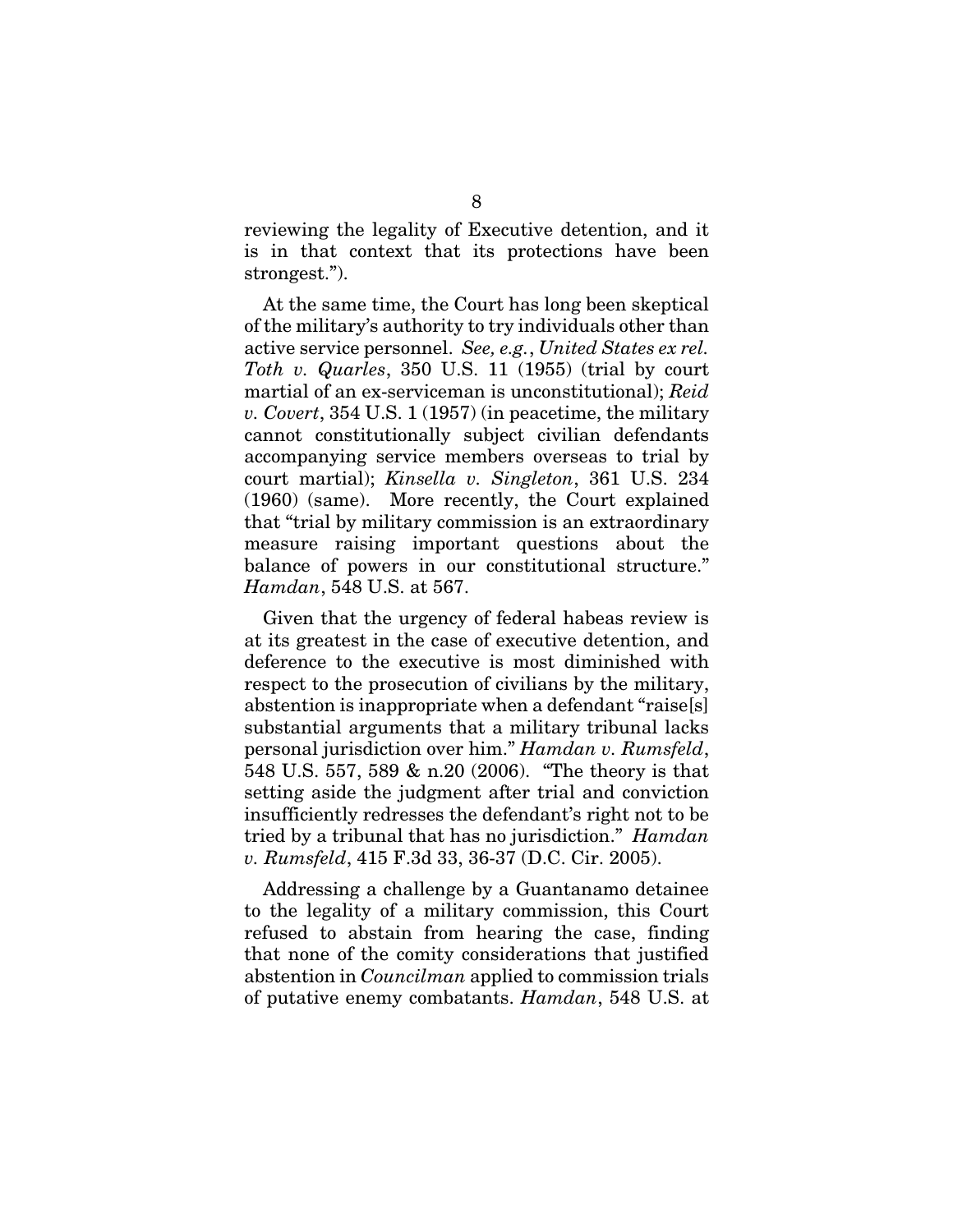reviewing the legality of Executive detention, and it is in that context that its protections have been strongest.").

At the same time, the Court has long been skeptical of the military's authority to try individuals other than active service personnel. *See, e.g.*, *United States ex rel. Toth v. Quarles*, 350 U.S. 11 (1955) (trial by court martial of an ex-serviceman is unconstitutional); *Reid v. Covert*, 354 U.S. 1 (1957) (in peacetime, the military cannot constitutionally subject civilian defendants accompanying service members overseas to trial by court martial); *Kinsella v. Singleton*, 361 U.S. 234 (1960) (same). More recently, the Court explained that "trial by military commission is an extraordinary measure raising important questions about the balance of powers in our constitutional structure." *Hamdan*, 548 U.S. at 567.

Given that the urgency of federal habeas review is at its greatest in the case of executive detention, and deference to the executive is most diminished with respect to the prosecution of civilians by the military, abstention is inappropriate when a defendant "raise[s] substantial arguments that a military tribunal lacks personal jurisdiction over him." *Hamdan v. Rumsfeld*, 548 U.S. 557, 589 & n.20 (2006). "The theory is that setting aside the judgment after trial and conviction insufficiently redresses the defendant's right not to be tried by a tribunal that has no jurisdiction." *Hamdan v. Rumsfeld*, 415 F.3d 33, 36-37 (D.C. Cir. 2005).

Addressing a challenge by a Guantanamo detainee to the legality of a military commission, this Court refused to abstain from hearing the case, finding that none of the comity considerations that justified abstention in *Councilman* applied to commission trials of putative enemy combatants. *Hamdan*, 548 U.S. at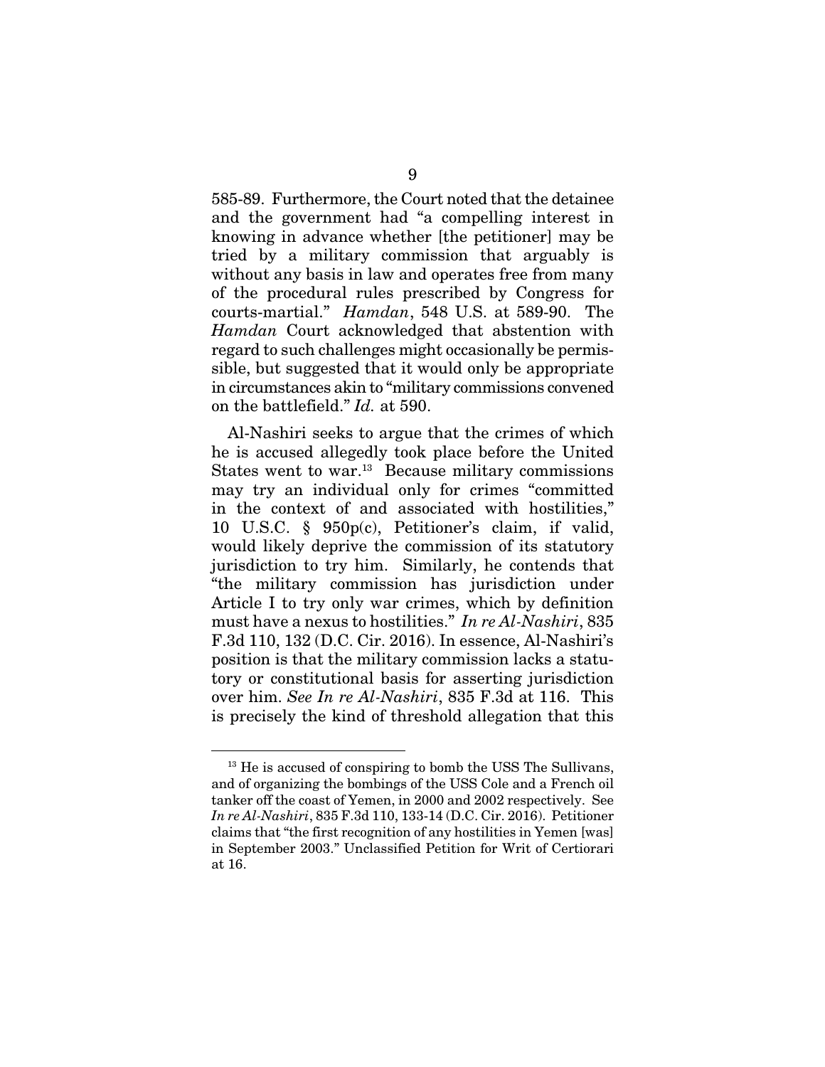585-89. Furthermore, the Court noted that the detainee and the government had "a compelling interest in knowing in advance whether [the petitioner] may be tried by a military commission that arguably is without any basis in law and operates free from many of the procedural rules prescribed by Congress for courts-martial." *Hamdan*, 548 U.S. at 589-90. The *Hamdan* Court acknowledged that abstention with regard to such challenges might occasionally be permissible, but suggested that it would only be appropriate in circumstances akin to "military commissions convened on the battlefield." *Id.* at 590.

Al-Nashiri seeks to argue that the crimes of which he is accused allegedly took place before the United States went to war.[13] Because military commissions may try an individual only for crimes "committed in the context of and associated with hostilities," 10 U.S.C. § 950p(c), Petitioner's claim, if valid, would likely deprive the commission of its statutory jurisdiction to try him. Similarly, he contends that "the military commission has jurisdiction under Article I to try only war crimes, which by definition must have a nexus to hostilities." *In re Al-Nashiri*, 835 F.3d 110, 132 (D.C. Cir. 2016). In essence, Al-Nashiri's position is that the military commission lacks a statutory or constitutional basis for asserting jurisdiction over him. *See In re Al-Nashiri*, 835 F.3d at 116. This is precisely the kind of threshold allegation that this

[13] He is accused of conspiring to bomb the USS The Sullivans, and of organizing the bombings of the USS Cole and a French oil tanker off the coast of Yemen, in 2000 and 2002 respectively. See *In re Al-Nashiri*, 835 F.3d 110, 133-14 (D.C. Cir. 2016). Petitioner claims that "the first recognition of any hostilities in Yemen [was] in September 2003." Unclassified Petition for Writ of Certiorari at 16.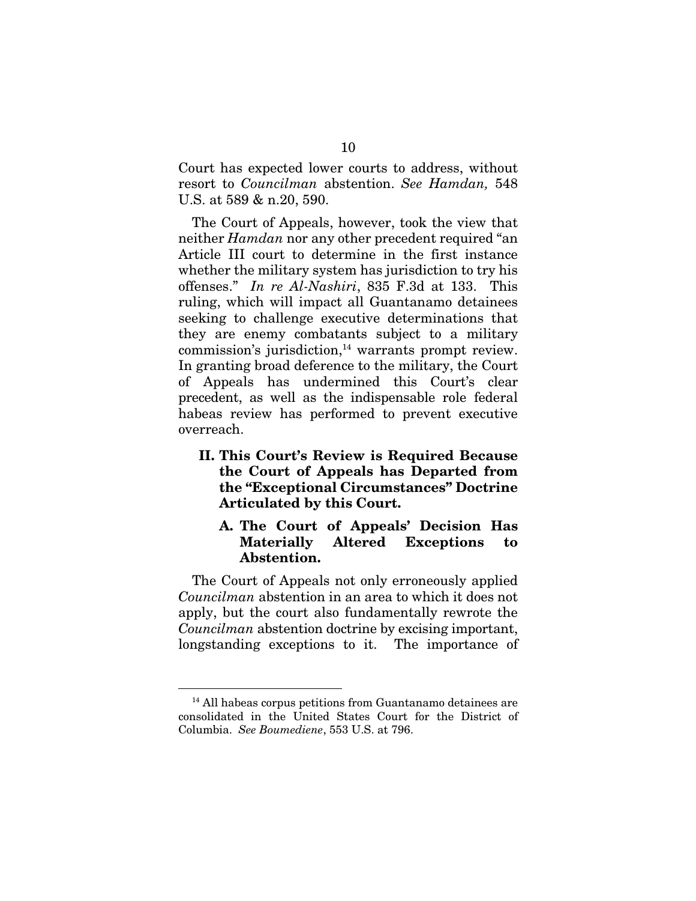Court has expected lower courts to address, without resort to *Councilman* abstention. *See Hamdan,* 548 U.S. at 589 & n.20, 590.

The Court of Appeals, however, took the view that neither *Hamdan* nor any other precedent required "an Article III court to determine in the first instance whether the military system has jurisdiction to try his offenses." *In re Al-Nashiri*, 835 F.3d at 133. This ruling, which will impact all Guantanamo detainees seeking to challenge executive determinations that they are enemy combatants subject to a military commission's jurisdiction,[14] warrants prompt review. In granting broad deference to the military, the Court of Appeals has undermined this Court's clear precedent, as well as the indispensable role federal habeas review has performed to prevent executive overreach.

## II. This Court's Review is Required Because the Court of Appeals has Departed from the "Exceptional Circumstances" Doctrine Articulated by this Court.

### A. The Court of Appeals' Decision Has Materially Altered Exceptions to Abstention.

The Court of Appeals not only erroneously applied *Councilman* abstention in an area to which it does not apply, but the court also fundamentally rewrote the *Councilman* abstention doctrine by excising important, longstanding exceptions to it. The importance of

---

[14] All habeas corpus petitions from Guantanamo detainees are consolidated in the United States Court for the District of Columbia. *See Boumediene*, 553 U.S. at 796.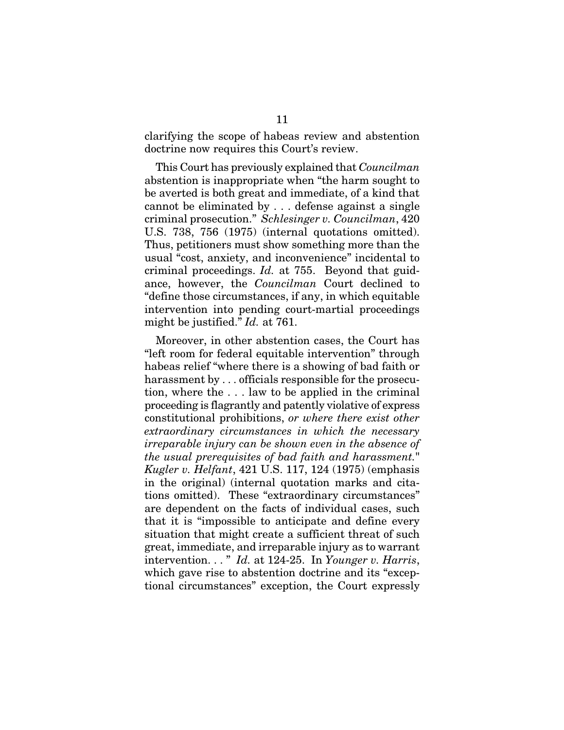clarifying the scope of habeas review and abstention doctrine now requires this Court's review.

This Court has previously explained that *Councilman* abstention is inappropriate when "the harm sought to be averted is both great and immediate, of a kind that cannot be eliminated by . . . defense against a single criminal prosecution." *Schlesinger v. Councilman*, 420 U.S. 738, 756 (1975) (internal quotations omitted). Thus, petitioners must show something more than the usual "cost, anxiety, and inconvenience" incidental to criminal proceedings. *Id.* at 755. Beyond that guidance, however, the *Councilman* Court declined to "define those circumstances, if any, in which equitable intervention into pending court-martial proceedings might be justified." *Id.* at 761.

Moreover, in other abstention cases, the Court has "left room for federal equitable intervention" through habeas relief "where there is a showing of bad faith or harassment by . . . officials responsible for the prosecution, where the . . . law to be applied in the criminal proceeding is flagrantly and patently violative of express constitutional prohibitions, *or where there exist other extraordinary circumstances in which the necessary irreparable injury can be shown even in the absence of the usual prerequisites of bad faith and harassment.*" *Kugler v. Helfant*, 421 U.S. 117, 124 (1975) (emphasis in the original) (internal quotation marks and citations omitted). These "extraordinary circumstances" are dependent on the facts of individual cases, such that it is "impossible to anticipate and define every situation that might create a sufficient threat of such great, immediate, and irreparable injury as to warrant intervention. . . " *Id.* at 124-25. In *Younger v. Harris*, which gave rise to abstention doctrine and its "exceptional circumstances" exception, the Court expressly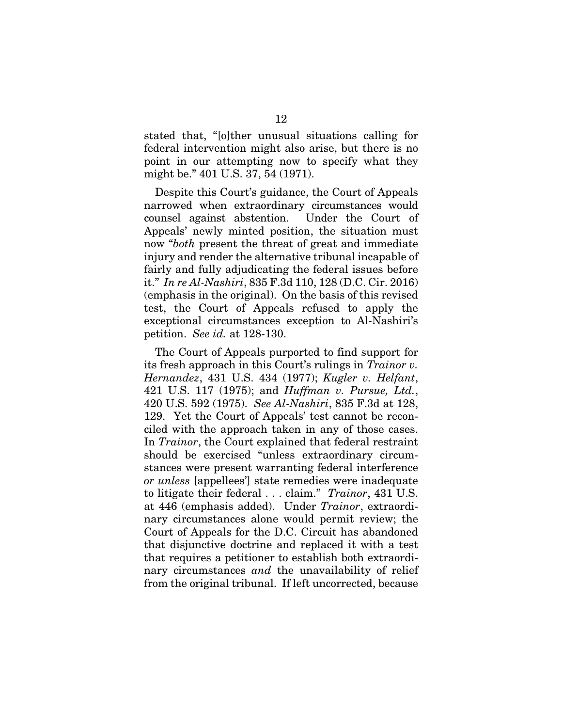stated that, "[o]ther unusual situations calling for federal intervention might also arise, but there is no point in our attempting now to specify what they might be." 401 U.S. 37, 54 (1971).

Despite this Court's guidance, the Court of Appeals narrowed when extraordinary circumstances would counsel against abstention. Under the Court of Appeals' newly minted position, the situation must now "*both* present the threat of great and immediate injury and render the alternative tribunal incapable of fairly and fully adjudicating the federal issues before it." *In re Al-Nashiri*, 835 F.3d 110, 128 (D.C. Cir. 2016) (emphasis in the original). On the basis of this revised test, the Court of Appeals refused to apply the exceptional circumstances exception to Al-Nashiri's petition. *See id.* at 128-130.

The Court of Appeals purported to find support for its fresh approach in this Court's rulings in *Trainor v. Hernandez*, 431 U.S. 434 (1977); *Kugler v. Helfant*, 421 U.S. 117 (1975); and *Huffman v. Pursue, Ltd.*, 420 U.S. 592 (1975). *See Al-Nashiri*, 835 F.3d at 128, 129. Yet the Court of Appeals' test cannot be reconciled with the approach taken in any of those cases. In *Trainor*, the Court explained that federal restraint should be exercised "unless extraordinary circumstances were present warranting federal interference *or unless* [appellees'] state remedies were inadequate to litigate their federal . . . claim." *Trainor*, 431 U.S. at 446 (emphasis added). Under *Trainor*, extraordinary circumstances alone would permit review; the Court of Appeals for the D.C. Circuit has abandoned that disjunctive doctrine and replaced it with a test that requires a petitioner to establish both extraordinary circumstances *and* the unavailability of relief from the original tribunal. If left uncorrected, because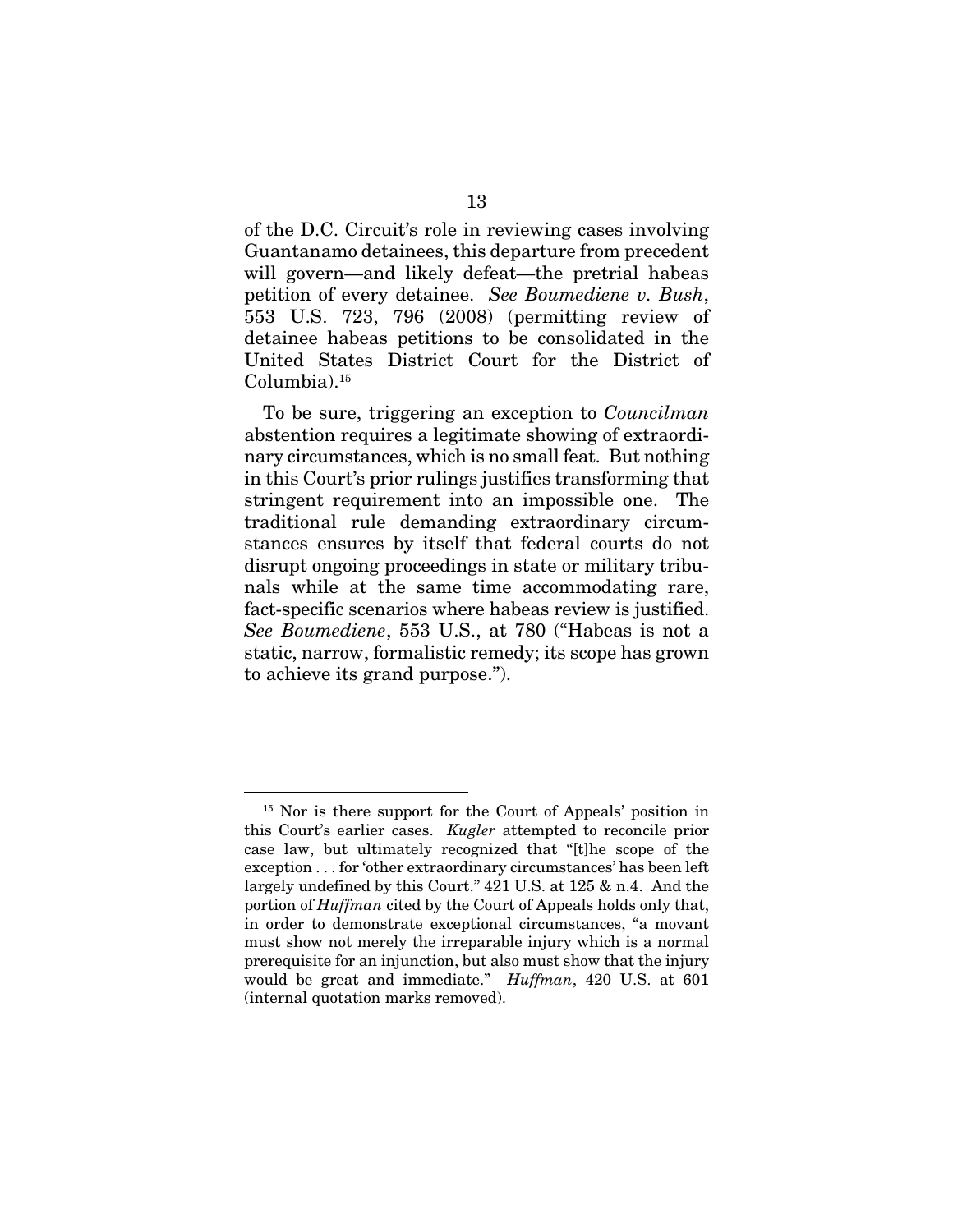of the D.C. Circuit's role in reviewing cases involving Guantanamo detainees, this departure from precedent will govern—and likely defeat—the pretrial habeas petition of every detainee. *See Boumediene v. Bush*, 553 U.S. 723, 796 (2008) (permitting review of detainee habeas petitions to be consolidated in the United States District Court for the District of Columbia).[15]

To be sure, triggering an exception to *Councilman* abstention requires a legitimate showing of extraordinary circumstances, which is no small feat. But nothing in this Court's prior rulings justifies transforming that stringent requirement into an impossible one. The traditional rule demanding extraordinary circumstances ensures by itself that federal courts do not disrupt ongoing proceedings in state or military tribunals while at the same time accommodating rare, fact-specific scenarios where habeas review is justified. *See Boumediene*, 553 U.S., at 780 ("Habeas is not a static, narrow, formalistic remedy; its scope has grown to achieve its grand purpose.").

---

[15] Nor is there support for the Court of Appeals' position in this Court's earlier cases. *Kugler* attempted to reconcile prior case law, but ultimately recognized that "[t]he scope of the exception . . . for 'other extraordinary circumstances' has been left largely undefined by this Court." 421 U.S. at 125 & n.4. And the portion of *Huffman* cited by the Court of Appeals holds only that, in order to demonstrate exceptional circumstances, "a movant must show not merely the irreparable injury which is a normal prerequisite for an injunction, but also must show that the injury would be great and immediate." *Huffman*, 420 U.S. at 601 (internal quotation marks removed).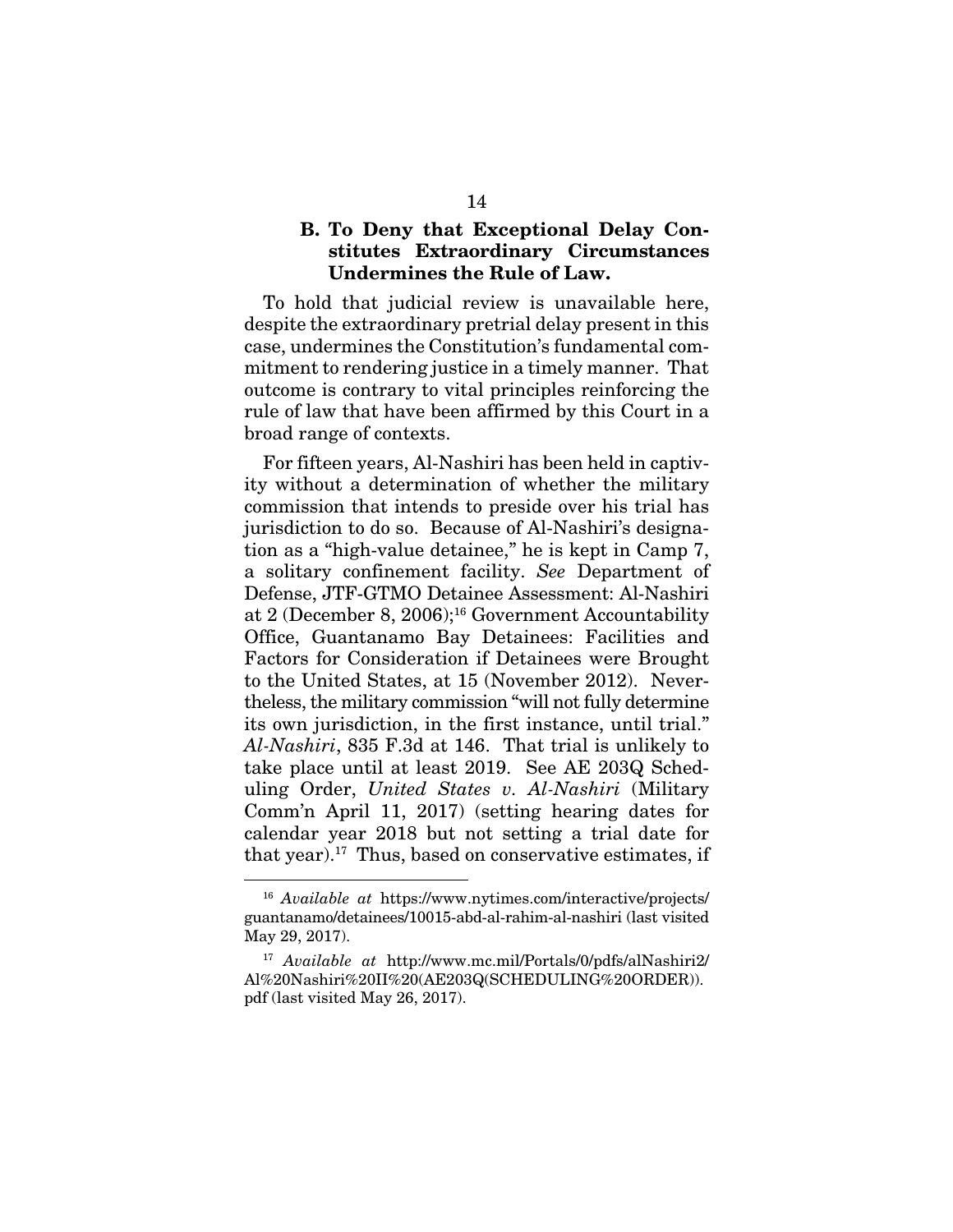### B. To Deny that Exceptional Delay Constitutes Extraordinary Circumstances Undermines the Rule of Law.

To hold that judicial review is unavailable here, despite the extraordinary pretrial delay present in this case, undermines the Constitution's fundamental commitment to rendering justice in a timely manner. That outcome is contrary to vital principles reinforcing the rule of law that have been affirmed by this Court in a broad range of contexts.

For fifteen years, Al-Nashiri has been held in captivity without a determination of whether the military commission that intends to preside over his trial has jurisdiction to do so. Because of Al-Nashiri's designation as a "high-value detainee," he is kept in Camp 7, a solitary confinement facility. *See* Department of Defense, JTF-GTMO Detainee Assessment: Al-Nashiri at 2 (December 8, 2006);[16] Government Accountability Office, Guantanamo Bay Detainees: Facilities and Factors for Consideration if Detainees were Brought to the United States, at 15 (November 2012). Nevertheless, the military commission "will not fully determine its own jurisdiction, in the first instance, until trial." *Al-Nashiri*, 835 F.3d at 146. That trial is unlikely to take place until at least 2019. See AE 203Q Scheduling Order, *United States v. Al-Nashiri* (Military Comm'n April 11, 2017) (setting hearing dates for calendar year 2018 but not setting a trial date for that year).[17] Thus, based on conservative estimates, if

---

[16] *Available at* https://www.nytimes.com/interactive/projects/guantanamo/detainees/10015-abd-al-rahim-al-nashiri (last visited May 29, 2017).

[17] *Available at* http://www.mc.mil/Portals/0/pdfs/alNashiri2/Al%20Nashiri%20II%20(AE203Q(SCHEDULING%20ORDER)).pdf (last visited May 26, 2017).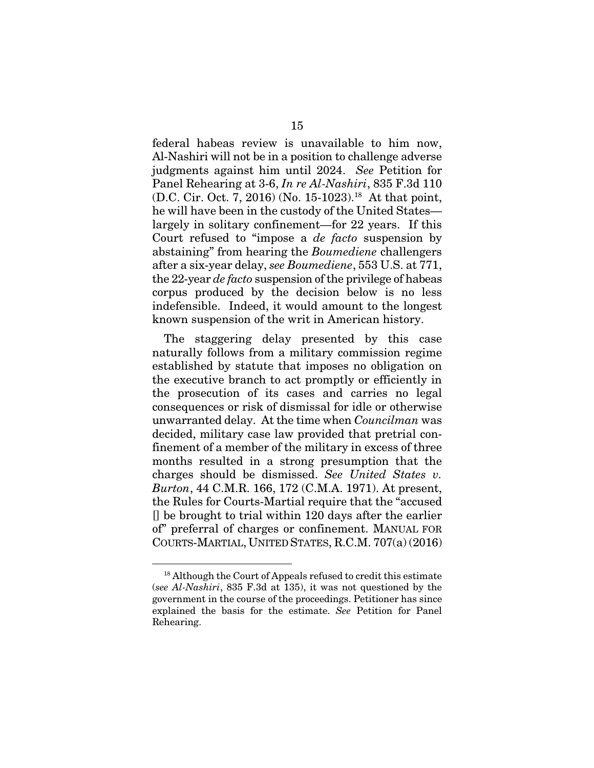federal habeas review is unavailable to him now, Al-Nashiri will not be in a position to challenge adverse judgments against him until 2024. *See* Petition for Panel Rehearing at 3-6, *In re Al-Nashiri*, 835 F.3d 110 (D.C. Cir. Oct. 7, 2016) (No. 15-1023).[18] At that point, he will have been in the custody of the United States—largely in solitary confinement—for 22 years. If this Court refused to "impose a *de facto* suspension by abstaining" from hearing the *Boumediene* challengers after a six-year delay, *see Boumediene*, 553 U.S. at 771, the 22-year *de facto* suspension of the privilege of habeas corpus produced by the decision below is no less indefensible. Indeed, it would amount to the longest known suspension of the writ in American history.

The staggering delay presented by this case naturally follows from a military commission regime established by statute that imposes no obligation on the executive branch to act promptly or efficiently in the prosecution of its cases and carries no legal consequences or risk of dismissal for idle or otherwise unwarranted delay. At the time when *Councilman* was decided, military case law provided that pretrial confinement of a member of the military in excess of three months resulted in a strong presumption that the charges should be dismissed. *See United States v. Burton*, 44 C.M.R. 166, 172 (C.M.A. 1971). At present, the Rules for Courts-Martial require that the "accused [] be brought to trial within 120 days after the earlier of" preferral of charges or confinement. MANUAL FOR COURTS-MARTIAL, UNITED STATES, R.C.M. 707(a) (2016)

[18] Although the Court of Appeals refused to credit this estimate (*see Al-Nashiri*, 835 F.3d at 135), it was not questioned by the government in the course of the proceedings. Petitioner has since explained the basis for the estimate. *See* Petition for Panel Rehearing.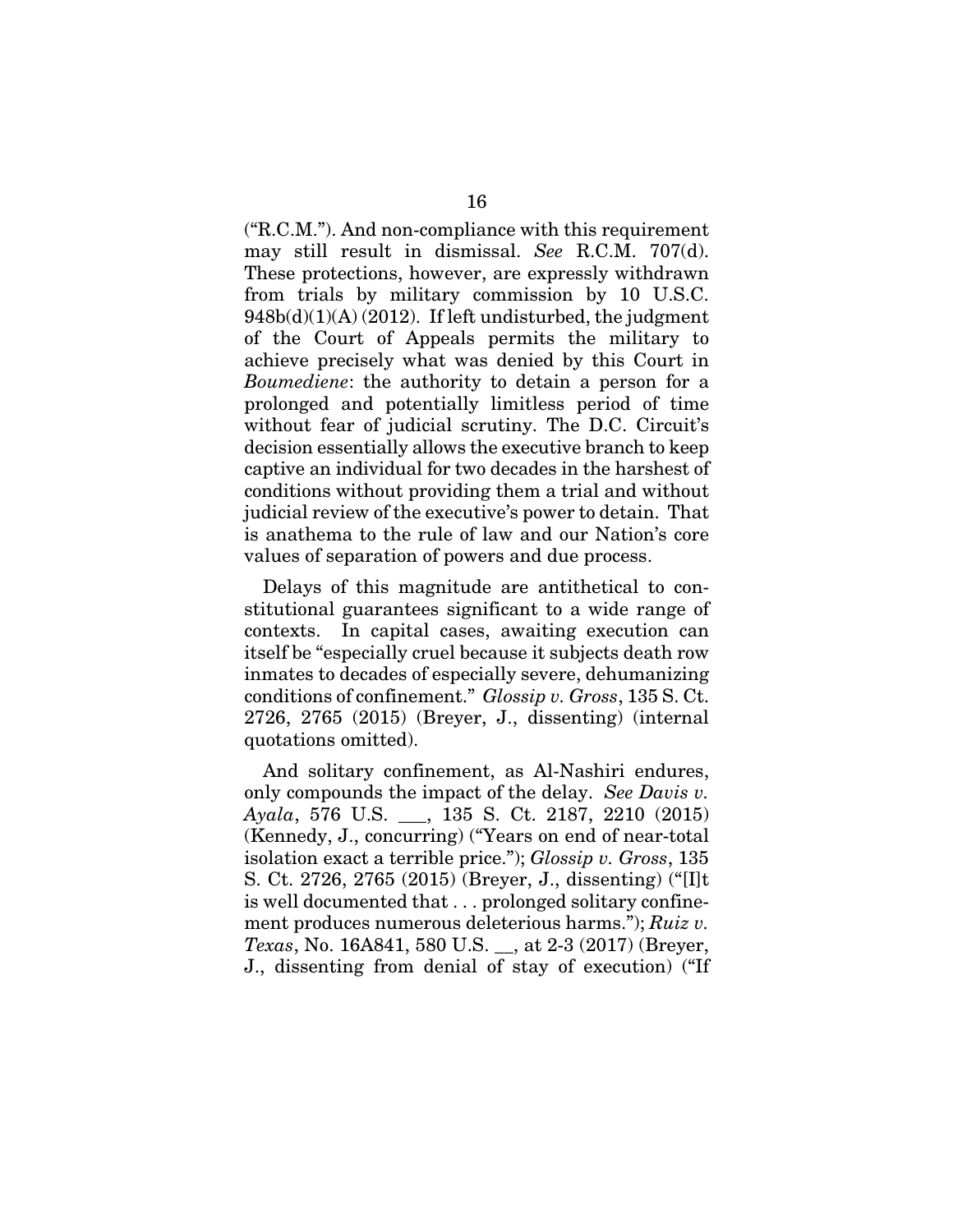("R.C.M."). And non-compliance with this requirement may still result in dismissal. *See* R.C.M. 707(d). These protections, however, are expressly withdrawn from trials by military commission by 10 U.S.C. 948b(d)(1)(A) (2012). If left undisturbed, the judgment of the Court of Appeals permits the military to achieve precisely what was denied by this Court in *Boumediene*: the authority to detain a person for a prolonged and potentially limitless period of time without fear of judicial scrutiny. The D.C. Circuit's decision essentially allows the executive branch to keep captive an individual for two decades in the harshest of conditions without providing them a trial and without judicial review of the executive's power to detain. That is anathema to the rule of law and our Nation's core values of separation of powers and due process.

Delays of this magnitude are antithetical to constitutional guarantees significant to a wide range of contexts. In capital cases, awaiting execution can itself be "especially cruel because it subjects death row inmates to decades of especially severe, dehumanizing conditions of confinement." *Glossip v. Gross*, 135 S. Ct. 2726, 2765 (2015) (Breyer, J., dissenting) (internal quotations omitted).

And solitary confinement, as Al-Nashiri endures, only compounds the impact of the delay. *See Davis v. Ayala*, 576 U.S. ___, 135 S. Ct. 2187, 2210 (2015) (Kennedy, J., concurring) ("Years on end of near-total isolation exact a terrible price."); *Glossip v. Gross*, 135 S. Ct. 2726, 2765 (2015) (Breyer, J., dissenting) ("[I]t is well documented that . . . prolonged solitary confinement produces numerous deleterious harms."); *Ruiz v. Texas*, No. 16A841, 580 U.S. __, at 2-3 (2017) (Breyer, J., dissenting from denial of stay of execution) ("If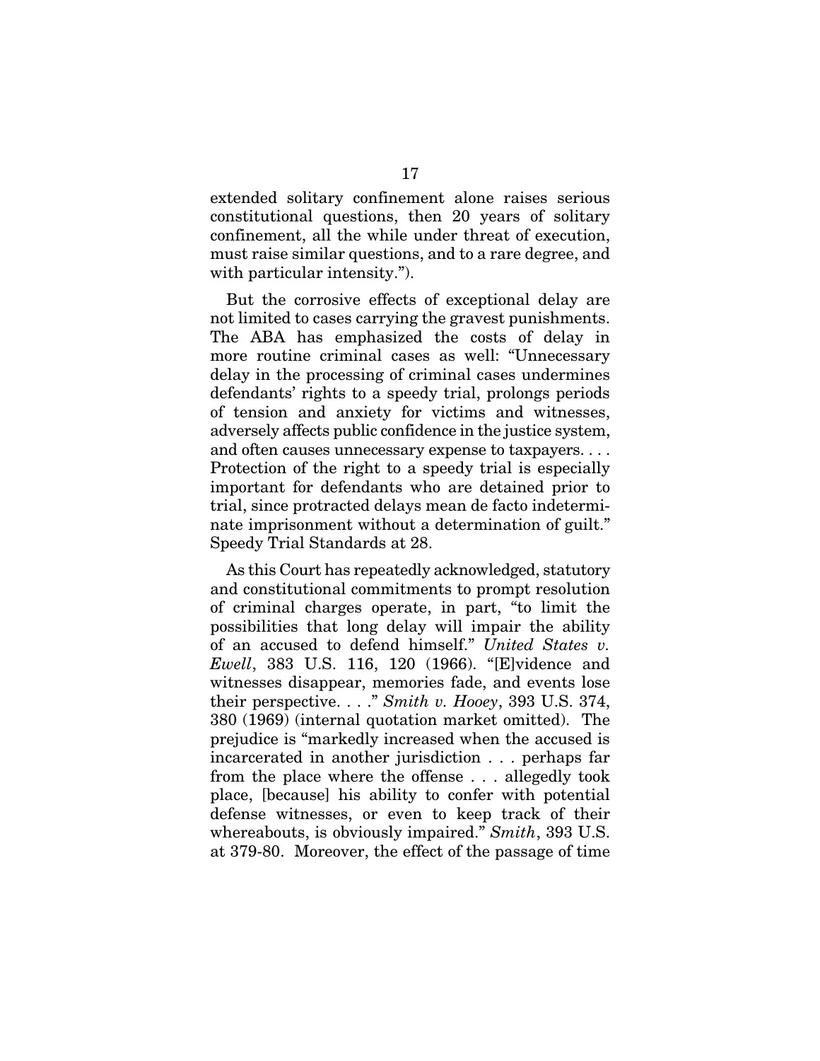extended solitary confinement alone raises serious constitutional questions, then 20 years of solitary confinement, all the while under threat of execution, must raise similar questions, and to a rare degree, and with particular intensity.").

But the corrosive effects of exceptional delay are not limited to cases carrying the gravest punishments. The ABA has emphasized the costs of delay in more routine criminal cases as well: "Unnecessary delay in the processing of criminal cases undermines defendants' rights to a speedy trial, prolongs periods of tension and anxiety for victims and witnesses, adversely affects public confidence in the justice system, and often causes unnecessary expense to taxpayers. . . . Protection of the right to a speedy trial is especially important for defendants who are detained prior to trial, since protracted delays mean de facto indeterminate imprisonment without a determination of guilt." Speedy Trial Standards at 28.

As this Court has repeatedly acknowledged, statutory and constitutional commitments to prompt resolution of criminal charges operate, in part, "to limit the possibilities that long delay will impair the ability of an accused to defend himself." *United States v. Ewell*, 383 U.S. 116, 120 (1966). "[E]vidence and witnesses disappear, memories fade, and events lose their perspective. . . ." *Smith v. Hooey*, 393 U.S. 374, 380 (1969) (internal quotation market omitted). The prejudice is "markedly increased when the accused is incarcerated in another jurisdiction . . . perhaps far from the place where the offense . . . allegedly took place, [because] his ability to confer with potential defense witnesses, or even to keep track of their whereabouts, is obviously impaired." *Smith*, 393 U.S. at 379-80. Moreover, the effect of the passage of time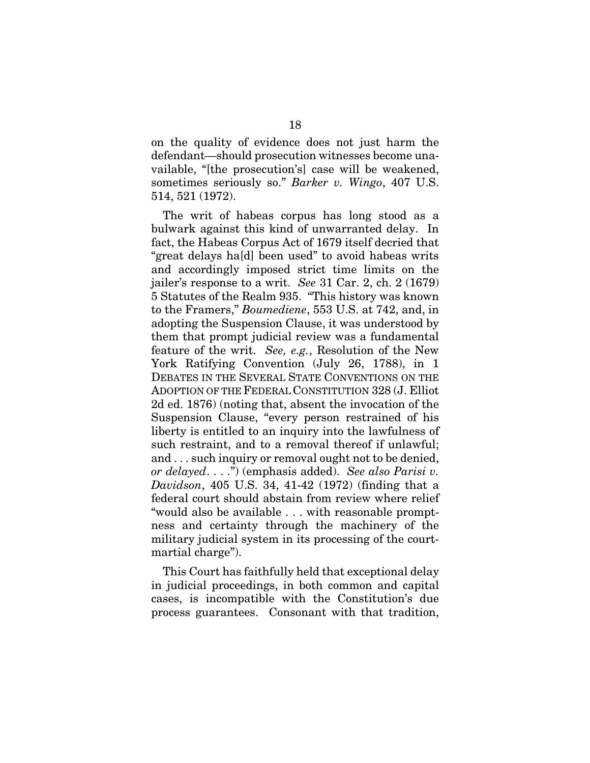on the quality of evidence does not just harm the defendant—should prosecution witnesses become unavailable, "[the prosecution's] case will be weakened, sometimes seriously so." *Barker v. Wingo*, 407 U.S. 514, 521 (1972).

The writ of habeas corpus has long stood as a bulwark against this kind of unwarranted delay. In fact, the Habeas Corpus Act of 1679 itself decried that "great delays ha[d] been used" to avoid habeas writs and accordingly imposed strict time limits on the jailer's response to a writ. *See* 31 Car. 2, ch. 2 (1679) 5 Statutes of the Realm 935. "This history was known to the Framers," *Boumediene*, 553 U.S. at 742, and, in adopting the Suspension Clause, it was understood by them that prompt judicial review was a fundamental feature of the writ. *See, e.g.*, Resolution of the New York Ratifying Convention (July 26, 1788), in 1 DEBATES IN THE SEVERAL STATE CONVENTIONS ON THE ADOPTION OF THE FEDERAL CONSTITUTION 328 (J. Elliot 2d ed. 1876) (noting that, absent the invocation of the Suspension Clause, "every person restrained of his liberty is entitled to an inquiry into the lawfulness of such restraint, and to a removal thereof if unlawful; and . . . such inquiry or removal ought not to be denied, *or delayed*. . . .") (emphasis added). *See also Parisi v. Davidson*, 405 U.S. 34, 41-42 (1972) (finding that a federal court should abstain from review where relief "would also be available . . . with reasonable promptness and certainty through the machinery of the military judicial system in its processing of the court-martial charge").

This Court has faithfully held that exceptional delay in judicial proceedings, in both common and capital cases, is incompatible with the Constitution's due process guarantees. Consonant with that tradition,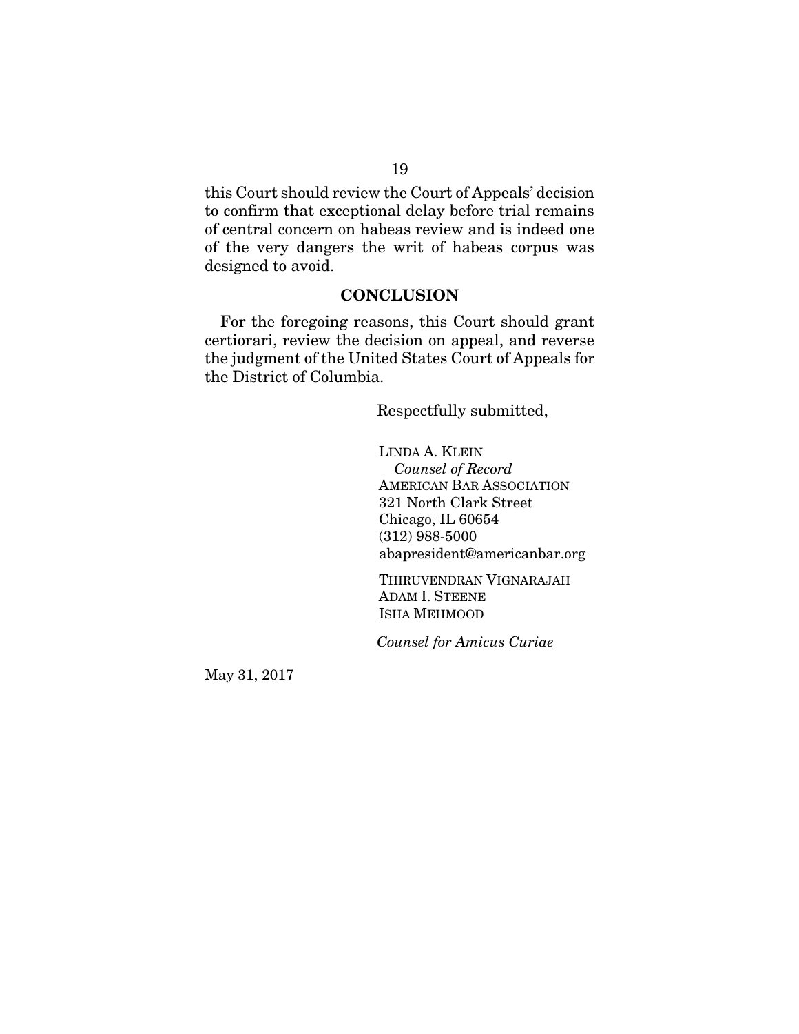this Court should review the Court of Appeals' decision to confirm that exceptional delay before trial remains of central concern on habeas review and is indeed one of the very dangers the writ of habeas corpus was designed to avoid.

## CONCLUSION

For the foregoing reasons, this Court should grant certiorari, review the decision on appeal, and reverse the judgment of the United States Court of Appeals for the District of Columbia.

Respectfully submitted,

LINDA A. KLEIN
*Counsel of Record*
AMERICAN BAR ASSOCIATION
321 North Clark Street
Chicago, IL 60654
(312) 988-5000
abapresident@americanbar.org

THIRUVENDRAN VIGNARAJAH
ADAM I. STEENE
ISHA MEHMOOD

*Counsel for Amicus Curiae*

May 31, 2017